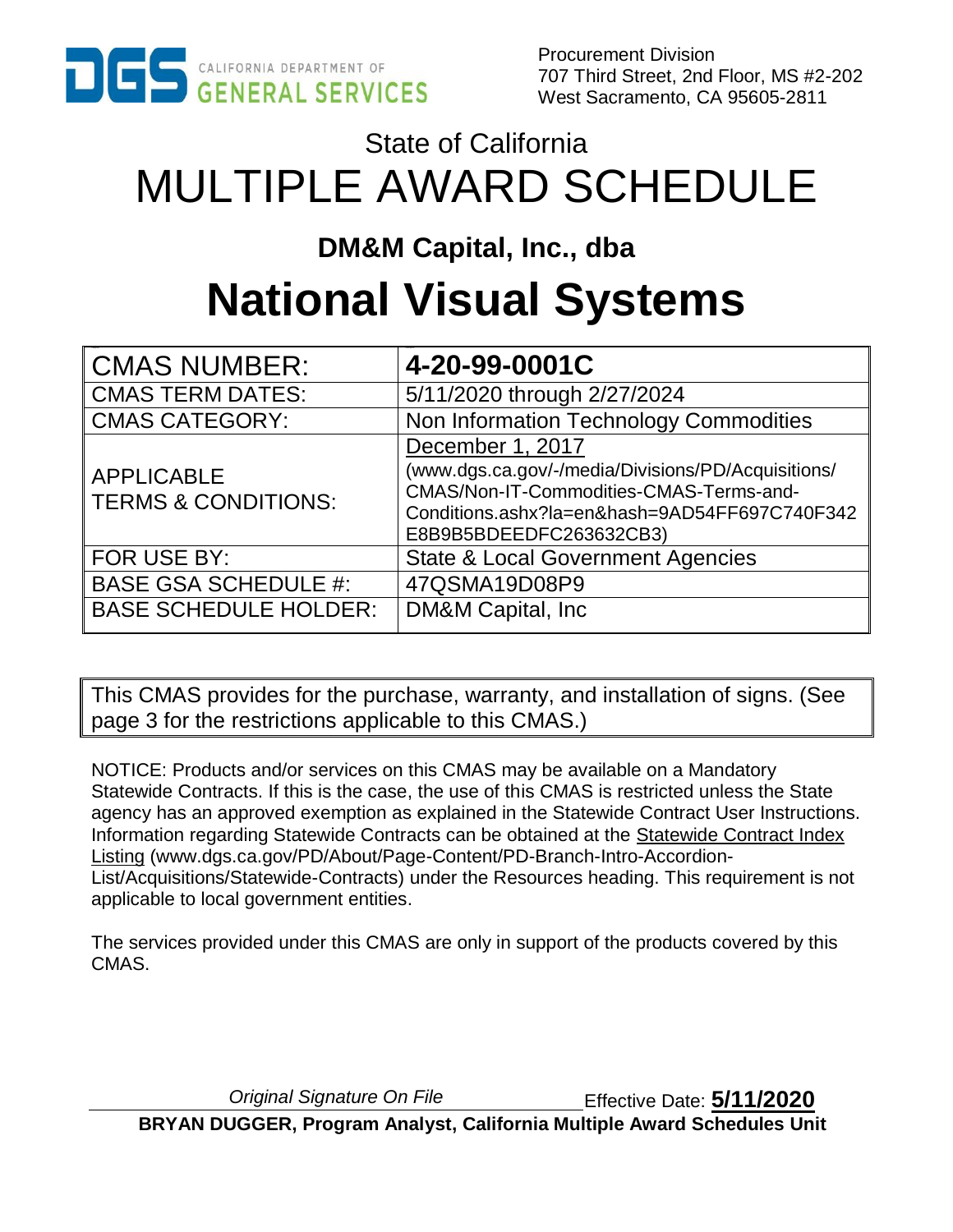DGS CALIFORNIA DEPARTMENT OF GENERAL SERVICES

Procurement Division
707 Third Street, 2nd Floor, MS #2-202
West Sacramento, CA 95605-2811

## State of California

# MULTIPLE AWARD SCHEDULE

## DM&M Capital, Inc., dba

# National Visual Systems

| CMAS NUMBER: | **4-20-99-0001C** |
|---|---|
| CMAS TERM DATES: | 5/11/2020 through 2/27/2024 |
| CMAS CATEGORY: | Non Information Technology Commodities |
| APPLICABLE TERMS & CONDITIONS: | December 1, 2017 (www.dgs.ca.gov/-/media/Divisions/PD/Acquisitions/CMAS/Non-IT-Commodities-CMAS-Terms-and-Conditions.ashx?la=en&hash=9AD54FF697C740F342E8B9B5BDEEDFC263632CB3) |
| FOR USE BY: | State & Local Government Agencies |
| BASE GSA SCHEDULE #: | 47QSMA19D08P9 |
| BASE SCHEDULE HOLDER: | DM&M Capital, Inc |

This CMAS provides for the purchase, warranty, and installation of signs. (See page 3 for the restrictions applicable to this CMAS.)

NOTICE: Products and/or services on this CMAS may be available on a Mandatory Statewide Contracts. If this is the case, the use of this CMAS is restricted unless the State agency has an approved exemption as explained in the Statewide Contract User Instructions. Information regarding Statewide Contracts can be obtained at the Statewide Contract Index Listing (www.dgs.ca.gov/PD/About/Page-Content/PD-Branch-Intro-Accordion-List/Acquisitions/Statewide-Contracts) under the Resources heading. This requirement is not applicable to local government entities.

The services provided under this CMAS are only in support of the products covered by this CMAS.

*Original Signature On File* Effective Date: **5/11/2020**

**BRYAN DUGGER, Program Analyst, California Multiple Award Schedules Unit**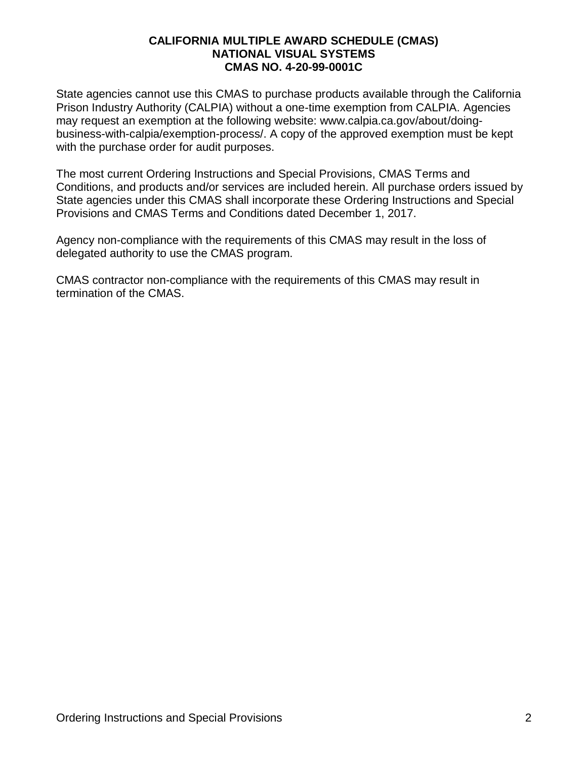**CALIFORNIA MULTIPLE AWARD SCHEDULE (CMAS)**
**NATIONAL VISUAL SYSTEMS**
**CMAS NO. 4-20-99-0001C**

State agencies cannot use this CMAS to purchase products available through the California Prison Industry Authority (CALPIA) without a one-time exemption from CALPIA. Agencies may request an exemption at the following website: www.calpia.ca.gov/about/doing-business-with-calpia/exemption-process/. A copy of the approved exemption must be kept with the purchase order for audit purposes.

The most current Ordering Instructions and Special Provisions, CMAS Terms and Conditions, and products and/or services are included herein. All purchase orders issued by State agencies under this CMAS shall incorporate these Ordering Instructions and Special Provisions and CMAS Terms and Conditions dated December 1, 2017.

Agency non-compliance with the requirements of this CMAS may result in the loss of delegated authority to use the CMAS program.

CMAS contractor non-compliance with the requirements of this CMAS may result in termination of the CMAS.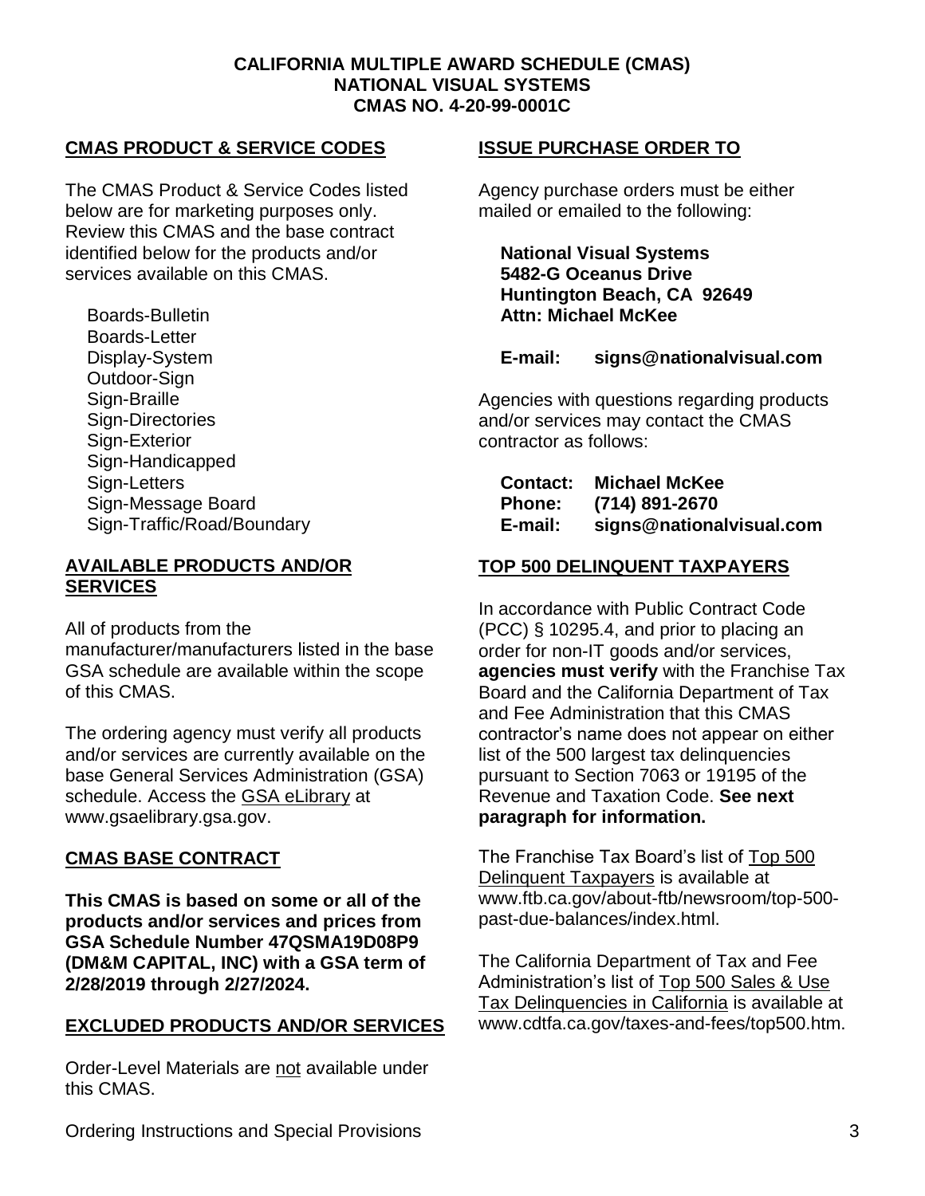**CALIFORNIA MULTIPLE AWARD SCHEDULE (CMAS)**
**NATIONAL VISUAL SYSTEMS**
**CMAS NO. 4-20-99-0001C**

## CMAS PRODUCT & SERVICE CODES

The CMAS Product & Service Codes listed below are for marketing purposes only. Review this CMAS and the base contract identified below for the products and/or services available on this CMAS.

- Boards-Bulletin
- Boards-Letter
- Display-System
- Outdoor-Sign
- Sign-Braille
- Sign-Directories
- Sign-Exterior
- Sign-Handicapped
- Sign-Letters
- Sign-Message Board
- Sign-Traffic/Road/Boundary

## AVAILABLE PRODUCTS AND/OR SERVICES

All of products from the manufacturer/manufacturers listed in the base GSA schedule are available within the scope of this CMAS.

The ordering agency must verify all products and/or services are currently available on the base General Services Administration (GSA) schedule. Access the GSA eLibrary at www.gsaelibrary.gsa.gov.

## CMAS BASE CONTRACT

**This CMAS is based on some or all of the products and/or services and prices from GSA Schedule Number 47QSMA19D08P9 (DM&M CAPITAL, INC) with a GSA term of 2/28/2019 through 2/27/2024.**

## EXCLUDED PRODUCTS AND/OR SERVICES

Order-Level Materials are not available under this CMAS.

## ISSUE PURCHASE ORDER TO

Agency purchase orders must be either mailed or emailed to the following:

**National Visual Systems**
**5482-G Oceanus Drive**
**Huntington Beach, CA 92649**
**Attn: Michael McKee**

**E-mail: signs@nationalvisual.com**

Agencies with questions regarding products and/or services may contact the CMAS contractor as follows:

**Contact: Michael McKee**
**Phone: (714) 891-2670**
**E-mail: signs@nationalvisual.com**

## TOP 500 DELINQUENT TAXPAYERS

In accordance with Public Contract Code (PCC) § 10295.4, and prior to placing an order for non-IT goods and/or services, **agencies must verify** with the Franchise Tax Board and the California Department of Tax and Fee Administration that this CMAS contractor's name does not appear on either list of the 500 largest tax delinquencies pursuant to Section 7063 or 19195 of the Revenue and Taxation Code. **See next paragraph for information.**

The Franchise Tax Board's list of Top 500 Delinquent Taxpayers is available at www.ftb.ca.gov/about-ftb/newsroom/top-500-past-due-balances/index.html.

The California Department of Tax and Fee Administration's list of Top 500 Sales & Use Tax Delinquencies in California is available at www.cdtfa.ca.gov/taxes-and-fees/top500.htm.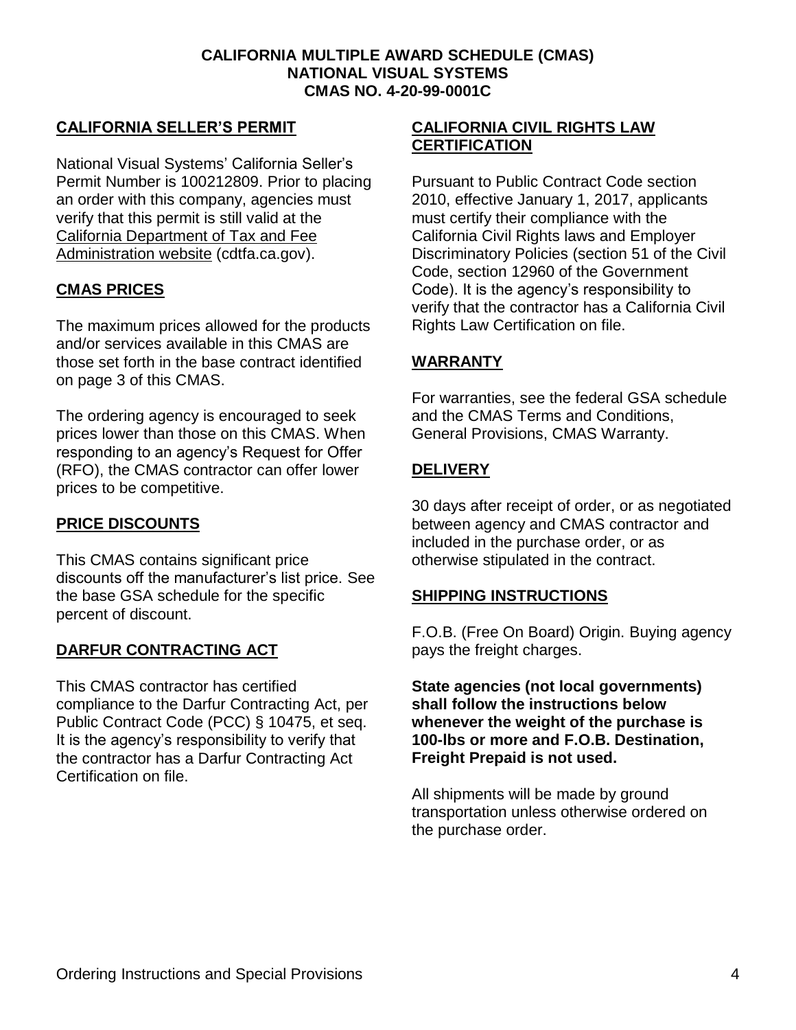**CALIFORNIA MULTIPLE AWARD SCHEDULE (CMAS)**
**NATIONAL VISUAL SYSTEMS**
**CMAS NO. 4-20-99-0001C**

## CALIFORNIA SELLER'S PERMIT

National Visual Systems' California Seller's Permit Number is 100212809. Prior to placing an order with this company, agencies must verify that this permit is still valid at the California Department of Tax and Fee Administration website (cdtfa.ca.gov).

## CMAS PRICES

The maximum prices allowed for the products and/or services available in this CMAS are those set forth in the base contract identified on page 3 of this CMAS.

The ordering agency is encouraged to seek prices lower than those on this CMAS. When responding to an agency's Request for Offer (RFO), the CMAS contractor can offer lower prices to be competitive.

## PRICE DISCOUNTS

This CMAS contains significant price discounts off the manufacturer's list price. See the base GSA schedule for the specific percent of discount.

## DARFUR CONTRACTING ACT

This CMAS contractor has certified compliance to the Darfur Contracting Act, per Public Contract Code (PCC) § 10475, et seq. It is the agency's responsibility to verify that the contractor has a Darfur Contracting Act Certification on file.

## CALIFORNIA CIVIL RIGHTS LAW CERTIFICATION

Pursuant to Public Contract Code section 2010, effective January 1, 2017, applicants must certify their compliance with the California Civil Rights laws and Employer Discriminatory Policies (section 51 of the Civil Code, section 12960 of the Government Code). It is the agency's responsibility to verify that the contractor has a California Civil Rights Law Certification on file.

## WARRANTY

For warranties, see the federal GSA schedule and the CMAS Terms and Conditions, General Provisions, CMAS Warranty.

## DELIVERY

30 days after receipt of order, or as negotiated between agency and CMAS contractor and included in the purchase order, or as otherwise stipulated in the contract.

## SHIPPING INSTRUCTIONS

F.O.B. (Free On Board) Origin. Buying agency pays the freight charges.

**State agencies (not local governments) shall follow the instructions below whenever the weight of the purchase is 100-lbs or more and F.O.B. Destination, Freight Prepaid is not used.**

All shipments will be made by ground transportation unless otherwise ordered on the purchase order.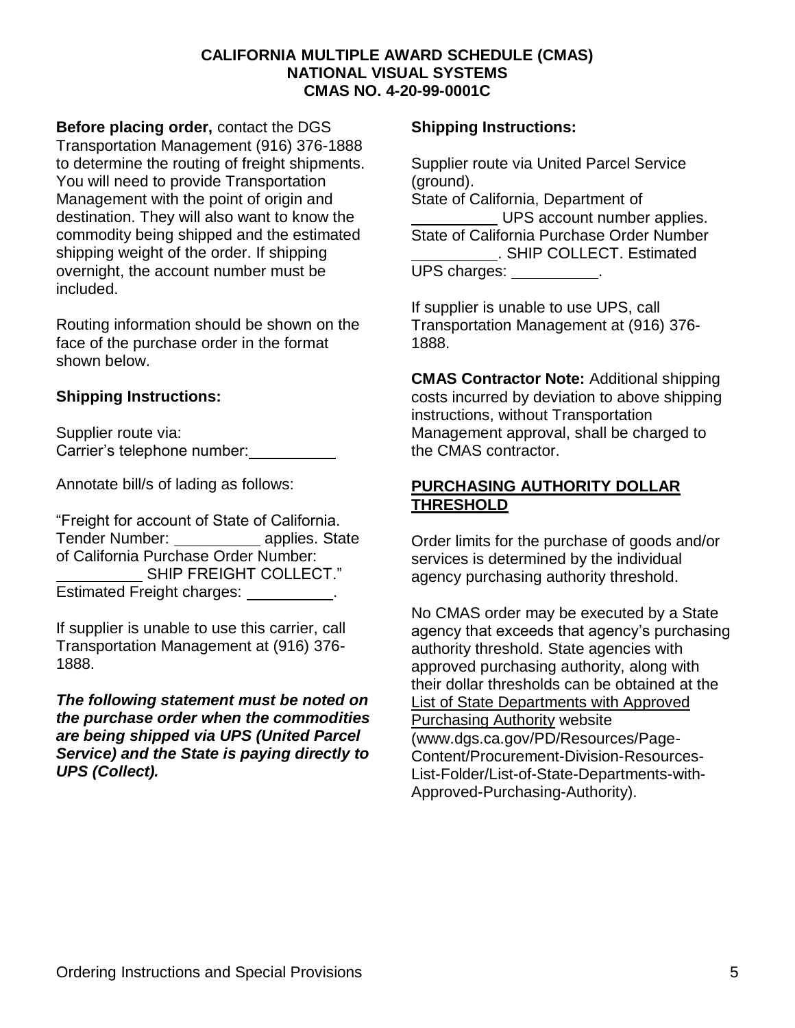**CALIFORNIA MULTIPLE AWARD SCHEDULE (CMAS)**
**NATIONAL VISUAL SYSTEMS**
**CMAS NO. 4-20-99-0001C**

**Before placing order,** contact the DGS Transportation Management (916) 376-1888 to determine the routing of freight shipments. You will need to provide Transportation Management with the point of origin and destination. They will also want to know the commodity being shipped and the estimated shipping weight of the order. If shipping overnight, the account number must be included.

Routing information should be shown on the face of the purchase order in the format shown below.

**Shipping Instructions:**

Supplier route via:
Carrier's telephone number:__________

Annotate bill/s of lading as follows:

"Freight for account of State of California. Tender Number: __________ applies. State of California Purchase Order Number: __________ SHIP FREIGHT COLLECT."
Estimated Freight charges: __________.

If supplier is unable to use this carrier, call Transportation Management at (916) 376-1888.

***The following statement must be noted on the purchase order when the commodities are being shipped via UPS (United Parcel Service) and the State is paying directly to UPS (Collect).***

**Shipping Instructions:**

Supplier route via United Parcel Service (ground).
State of California, Department of __________ UPS account number applies.
State of California Purchase Order Number __________. SHIP COLLECT. Estimated UPS charges: __________.

If supplier is unable to use UPS, call Transportation Management at (916) 376-1888.

**CMAS Contractor Note:** Additional shipping costs incurred by deviation to above shipping instructions, without Transportation Management approval, shall be charged to the CMAS contractor.

## PURCHASING AUTHORITY DOLLAR THRESHOLD

Order limits for the purchase of goods and/or services is determined by the individual agency purchasing authority threshold.

No CMAS order may be executed by a State agency that exceeds that agency's purchasing authority threshold. State agencies with approved purchasing authority, along with their dollar thresholds can be obtained at the List of State Departments with Approved Purchasing Authority website (www.dgs.ca.gov/PD/Resources/Page-Content/Procurement-Division-Resources-List-Folder/List-of-State-Departments-with-Approved-Purchasing-Authority).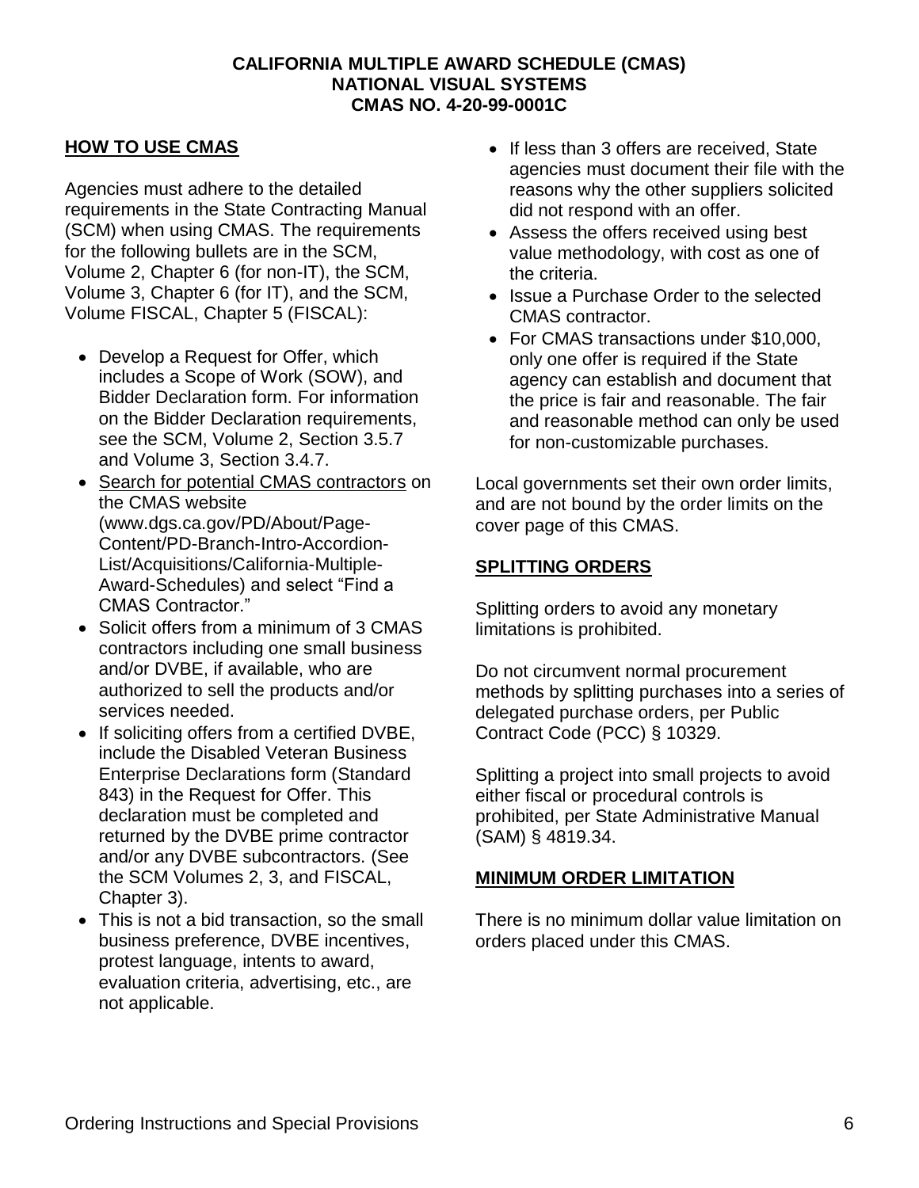**CALIFORNIA MULTIPLE AWARD SCHEDULE (CMAS)**
**NATIONAL VISUAL SYSTEMS**
**CMAS NO. 4-20-99-0001C**

## HOW TO USE CMAS

Agencies must adhere to the detailed requirements in the State Contracting Manual (SCM) when using CMAS. The requirements for the following bullets are in the SCM, Volume 2, Chapter 6 (for non-IT), the SCM, Volume 3, Chapter 6 (for IT), and the SCM, Volume FISCAL, Chapter 5 (FISCAL):

- Develop a Request for Offer, which includes a Scope of Work (SOW), and Bidder Declaration form. For information on the Bidder Declaration requirements, see the SCM, Volume 2, Section 3.5.7 and Volume 3, Section 3.4.7.
- Search for potential CMAS contractors on the CMAS website (www.dgs.ca.gov/PD/About/Page-Content/PD-Branch-Intro-Accordion-List/Acquisitions/California-Multiple-Award-Schedules) and select "Find a CMAS Contractor."
- Solicit offers from a minimum of 3 CMAS contractors including one small business and/or DVBE, if available, who are authorized to sell the products and/or services needed.
- If soliciting offers from a certified DVBE, include the Disabled Veteran Business Enterprise Declarations form (Standard 843) in the Request for Offer. This declaration must be completed and returned by the DVBE prime contractor and/or any DVBE subcontractors. (See the SCM Volumes 2, 3, and FISCAL, Chapter 3).
- This is not a bid transaction, so the small business preference, DVBE incentives, protest language, intents to award, evaluation criteria, advertising, etc., are not applicable.
- If less than 3 offers are received, State agencies must document their file with the reasons why the other suppliers solicited did not respond with an offer.
- Assess the offers received using best value methodology, with cost as one of the criteria.
- Issue a Purchase Order to the selected CMAS contractor.
- For CMAS transactions under $10,000, only one offer is required if the State agency can establish and document that the price is fair and reasonable. The fair and reasonable method can only be used for non-customizable purchases.

Local governments set their own order limits, and are not bound by the order limits on the cover page of this CMAS.

## SPLITTING ORDERS

Splitting orders to avoid any monetary limitations is prohibited.

Do not circumvent normal procurement methods by splitting purchases into a series of delegated purchase orders, per Public Contract Code (PCC) § 10329.

Splitting a project into small projects to avoid either fiscal or procedural controls is prohibited, per State Administrative Manual (SAM) § 4819.34.

## MINIMUM ORDER LIMITATION

There is no minimum dollar value limitation on orders placed under this CMAS.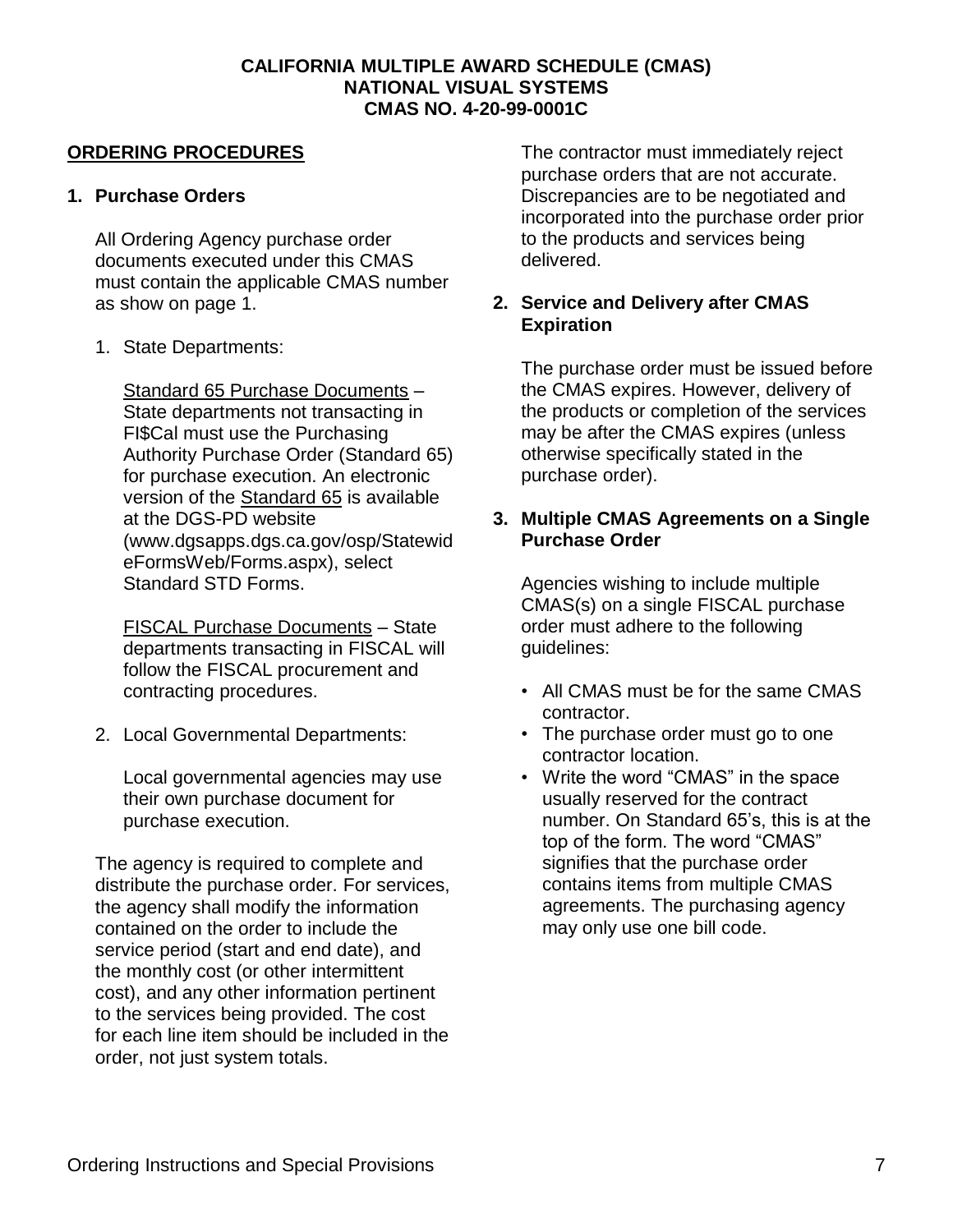**CALIFORNIA MULTIPLE AWARD SCHEDULE (CMAS)**
**NATIONAL VISUAL SYSTEMS**
**CMAS NO. 4-20-99-0001C**

## ORDERING PROCEDURES

### 1. Purchase Orders

All Ordering Agency purchase order documents executed under this CMAS must contain the applicable CMAS number as show on page 1.

1. State Departments:

   Standard 65 Purchase Documents – State departments not transacting in FI$Cal must use the Purchasing Authority Purchase Order (Standard 65) for purchase execution. An electronic version of the Standard 65 is available at the DGS-PD website (www.dgsapps.dgs.ca.gov/osp/StatewideFormsWeb/Forms.aspx), select Standard STD Forms.

   FISCAL Purchase Documents – State departments transacting in FISCAL will follow the FISCAL procurement and contracting procedures.

2. Local Governmental Departments:

   Local governmental agencies may use their own purchase document for purchase execution.

The agency is required to complete and distribute the purchase order. For services, the agency shall modify the information contained on the order to include the service period (start and end date), and the monthly cost (or other intermittent cost), and any other information pertinent to the services being provided. The cost for each line item should be included in the order, not just system totals.

The contractor must immediately reject purchase orders that are not accurate. Discrepancies are to be negotiated and incorporated into the purchase order prior to the products and services being delivered.

### 2. Service and Delivery after CMAS Expiration

The purchase order must be issued before the CMAS expires. However, delivery of the products or completion of the services may be after the CMAS expires (unless otherwise specifically stated in the purchase order).

### 3. Multiple CMAS Agreements on a Single Purchase Order

Agencies wishing to include multiple CMAS(s) on a single FISCAL purchase order must adhere to the following guidelines:

- All CMAS must be for the same CMAS contractor.
- The purchase order must go to one contractor location.
- Write the word “CMAS” in the space usually reserved for the contract number. On Standard 65’s, this is at the top of the form. The word “CMAS” signifies that the purchase order contains items from multiple CMAS agreements. The purchasing agency may only use one bill code.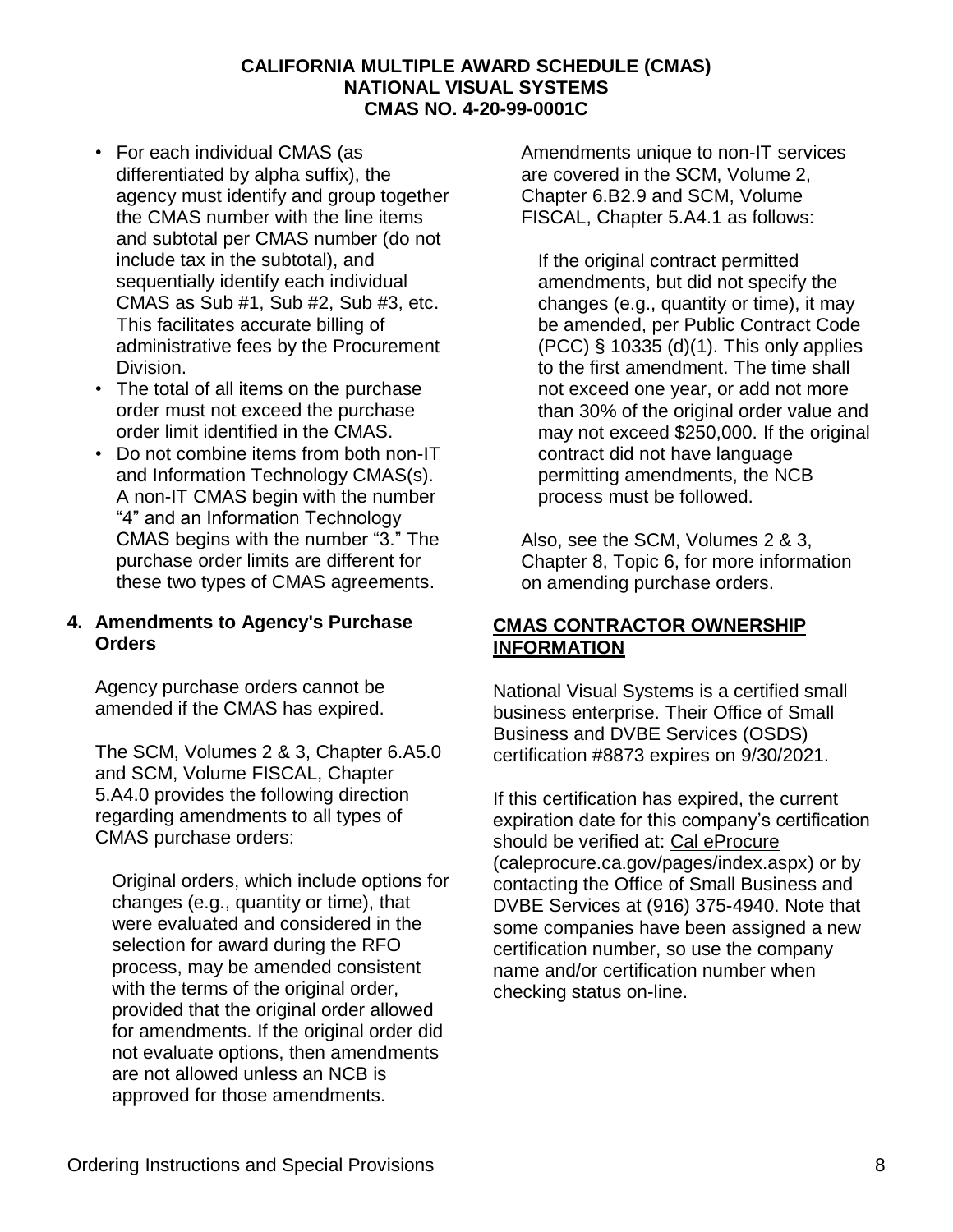- For each individual CMAS (as differentiated by alpha suffix), the agency must identify and group together the CMAS number with the line items and subtotal per CMAS number (do not include tax in the subtotal), and sequentially identify each individual CMAS as Sub #1, Sub #2, Sub #3, etc. This facilitates accurate billing of administrative fees by the Procurement Division.
- The total of all items on the purchase order must not exceed the purchase order limit identified in the CMAS.
- Do not combine items from both non-IT and Information Technology CMAS(s). A non-IT CMAS begin with the number "4" and an Information Technology CMAS begins with the number "3." The purchase order limits are different for these two types of CMAS agreements.

### 4. Amendments to Agency's Purchase Orders

Agency purchase orders cannot be amended if the CMAS has expired.

The SCM, Volumes 2 & 3, Chapter 6.A5.0 and SCM, Volume FISCAL, Chapter 5.A4.0 provides the following direction regarding amendments to all types of CMAS purchase orders:

> Original orders, which include options for changes (e.g., quantity or time), that were evaluated and considered in the selection for award during the RFO process, may be amended consistent with the terms of the original order, provided that the original order allowed for amendments. If the original order did not evaluate options, then amendments are not allowed unless an NCB is approved for those amendments.

Amendments unique to non-IT services are covered in the SCM, Volume 2, Chapter 6.B2.9 and SCM, Volume FISCAL, Chapter 5.A4.1 as follows:

> If the original contract permitted amendments, but did not specify the changes (e.g., quantity or time), it may be amended, per Public Contract Code (PCC) § 10335 (d)(1). This only applies to the first amendment. The time shall not exceed one year, or add not more than 30% of the original order value and may not exceed $250,000. If the original contract did not have language permitting amendments, the NCB process must be followed.

Also, see the SCM, Volumes 2 & 3, Chapter 8, Topic 6, for more information on amending purchase orders.

## CMAS CONTRACTOR OWNERSHIP INFORMATION

National Visual Systems is a certified small business enterprise. Their Office of Small Business and DVBE Services (OSDS) certification #8873 expires on 9/30/2021.

If this certification has expired, the current expiration date for this company's certification should be verified at: Cal eProcure (caleprocure.ca.gov/pages/index.aspx) or by contacting the Office of Small Business and DVBE Services at (916) 375-4940. Note that some companies have been assigned a new certification number, so use the company name and/or certification number when checking status on-line.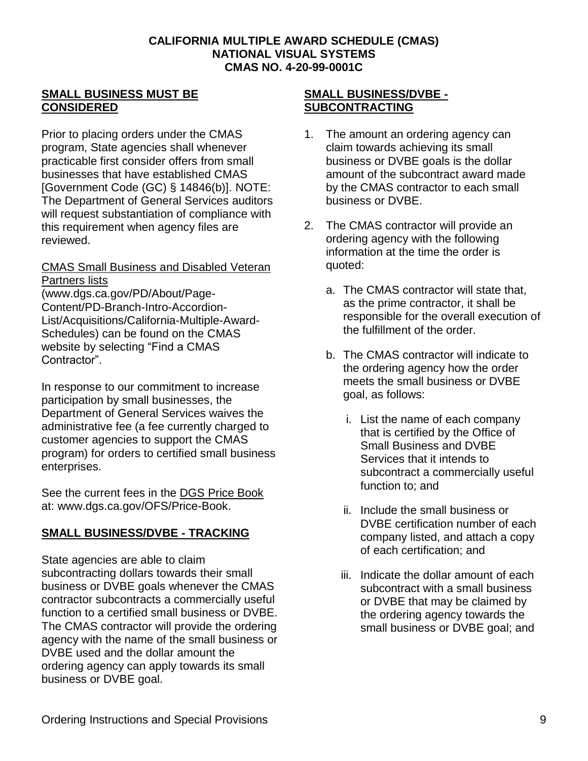## SMALL BUSINESS MUST BE CONSIDERED

Prior to placing orders under the CMAS program, State agencies shall whenever practicable first consider offers from small businesses that have established CMAS [Government Code (GC) § 14846(b)]. NOTE: The Department of General Services auditors will request substantiation of compliance with this requirement when agency files are reviewed.

CMAS Small Business and Disabled Veteran Partners lists (www.dgs.ca.gov/PD/About/Page-Content/PD-Branch-Intro-Accordion-List/Acquisitions/California-Multiple-Award-Schedules) can be found on the CMAS website by selecting "Find a CMAS Contractor".

In response to our commitment to increase participation by small businesses, the Department of General Services waives the administrative fee (a fee currently charged to customer agencies to support the CMAS program) for orders to certified small business enterprises.

See the current fees in the DGS Price Book at: www.dgs.ca.gov/OFS/Price-Book.

## SMALL BUSINESS/DVBE - TRACKING

State agencies are able to claim subcontracting dollars towards their small business or DVBE goals whenever the CMAS contractor subcontracts a commercially useful function to a certified small business or DVBE. The CMAS contractor will provide the ordering agency with the name of the small business or DVBE used and the dollar amount the ordering agency can apply towards its small business or DVBE goal.

## SMALL BUSINESS/DVBE - SUBCONTRACTING

1. The amount an ordering agency can claim towards achieving its small business or DVBE goals is the dollar amount of the subcontract award made by the CMAS contractor to each small business or DVBE.
2. The CMAS contractor will provide an ordering agency with the following information at the time the order is quoted:
   a. The CMAS contractor will state that, as the prime contractor, it shall be responsible for the overall execution of the fulfillment of the order.
   b. The CMAS contractor will indicate to the ordering agency how the order meets the small business or DVBE goal, as follows:
      i. List the name of each company that is certified by the Office of Small Business and DVBE Services that it intends to subcontract a commercially useful function to; and
      ii. Include the small business or DVBE certification number of each company listed, and attach a copy of each certification; and
      iii. Indicate the dollar amount of each subcontract with a small business or DVBE that may be claimed by the ordering agency towards the small business or DVBE goal; and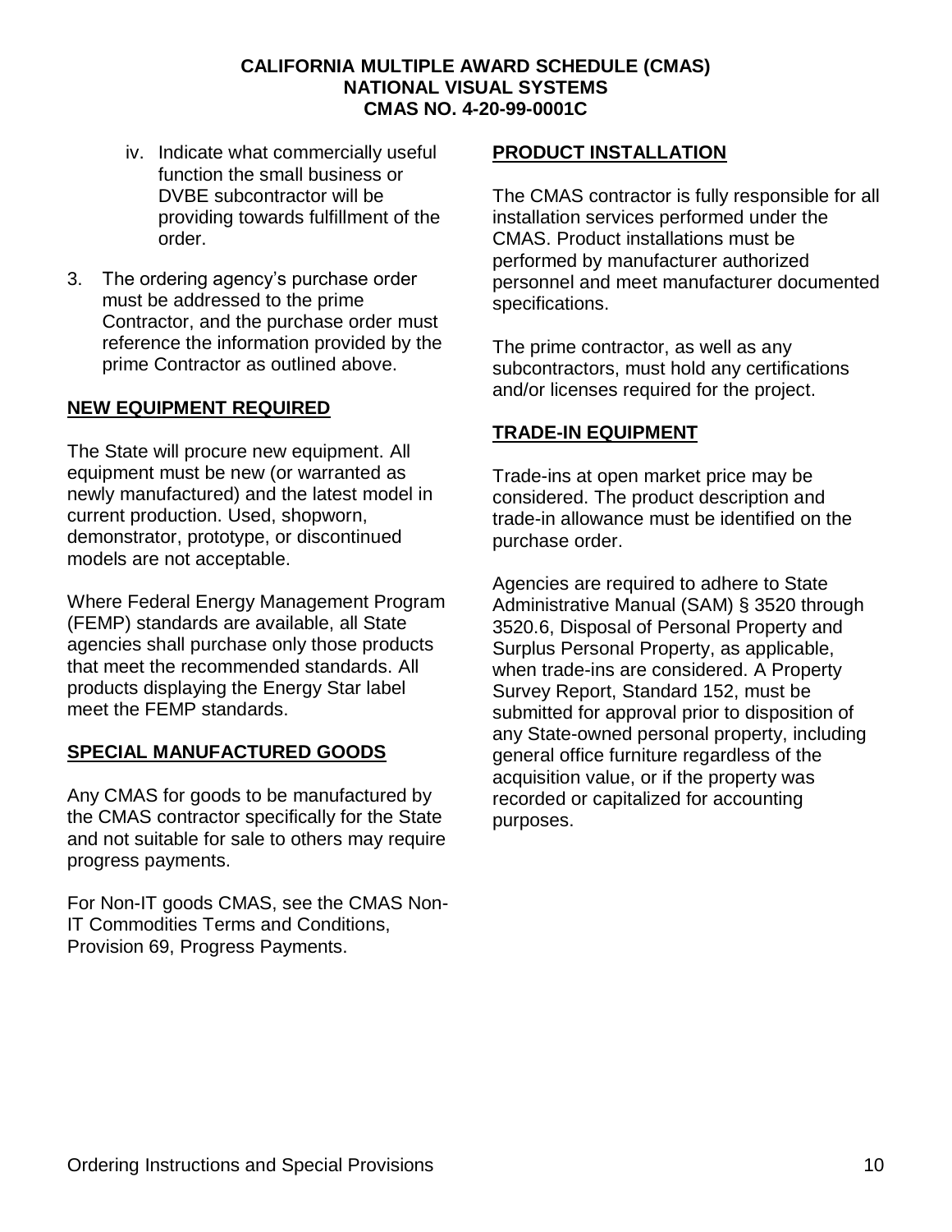iv. Indicate what commercially useful function the small business or DVBE subcontractor will be providing towards fulfillment of the order.

3. The ordering agency's purchase order must be addressed to the prime Contractor, and the purchase order must reference the information provided by the prime Contractor as outlined above.

## NEW EQUIPMENT REQUIRED

The State will procure new equipment. All equipment must be new (or warranted as newly manufactured) and the latest model in current production. Used, shopworn, demonstrator, prototype, or discontinued models are not acceptable.

Where Federal Energy Management Program (FEMP) standards are available, all State agencies shall purchase only those products that meet the recommended standards. All products displaying the Energy Star label meet the FEMP standards.

## SPECIAL MANUFACTURED GOODS

Any CMAS for goods to be manufactured by the CMAS contractor specifically for the State and not suitable for sale to others may require progress payments.

For Non-IT goods CMAS, see the CMAS Non-IT Commodities Terms and Conditions, Provision 69, Progress Payments.

## PRODUCT INSTALLATION

The CMAS contractor is fully responsible for all installation services performed under the CMAS. Product installations must be performed by manufacturer authorized personnel and meet manufacturer documented specifications.

The prime contractor, as well as any subcontractors, must hold any certifications and/or licenses required for the project.

## TRADE-IN EQUIPMENT

Trade-ins at open market price may be considered. The product description and trade-in allowance must be identified on the purchase order.

Agencies are required to adhere to State Administrative Manual (SAM) § 3520 through 3520.6, Disposal of Personal Property and Surplus Personal Property, as applicable, when trade-ins are considered. A Property Survey Report, Standard 152, must be submitted for approval prior to disposition of any State-owned personal property, including general office furniture regardless of the acquisition value, or if the property was recorded or capitalized for accounting purposes.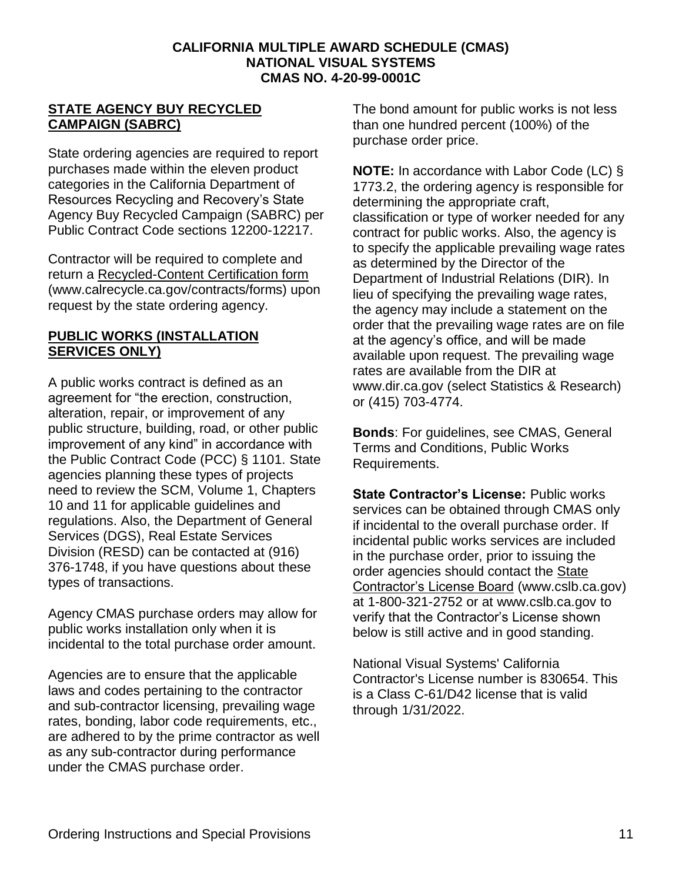## STATE AGENCY BUY RECYCLED CAMPAIGN (SABRC)

State ordering agencies are required to report purchases made within the eleven product categories in the California Department of Resources Recycling and Recovery's State Agency Buy Recycled Campaign (SABRC) per Public Contract Code sections 12200-12217.

Contractor will be required to complete and return a Recycled-Content Certification form (www.calrecycle.ca.gov/contracts/forms) upon request by the state ordering agency.

## PUBLIC WORKS (INSTALLATION SERVICES ONLY)

A public works contract is defined as an agreement for "the erection, construction, alteration, repair, or improvement of any public structure, building, road, or other public improvement of any kind" in accordance with the Public Contract Code (PCC) § 1101. State agencies planning these types of projects need to review the SCM, Volume 1, Chapters 10 and 11 for applicable guidelines and regulations. Also, the Department of General Services (DGS), Real Estate Services Division (RESD) can be contacted at (916) 376-1748, if you have questions about these types of transactions.

Agency CMAS purchase orders may allow for public works installation only when it is incidental to the total purchase order amount.

Agencies are to ensure that the applicable laws and codes pertaining to the contractor and sub-contractor licensing, prevailing wage rates, bonding, labor code requirements, etc., are adhered to by the prime contractor as well as any sub-contractor during performance under the CMAS purchase order.

The bond amount for public works is not less than one hundred percent (100%) of the purchase order price.

**NOTE:** In accordance with Labor Code (LC) § 1773.2, the ordering agency is responsible for determining the appropriate craft, classification or type of worker needed for any contract for public works. Also, the agency is to specify the applicable prevailing wage rates as determined by the Director of the Department of Industrial Relations (DIR). In lieu of specifying the prevailing wage rates, the agency may include a statement on the order that the prevailing wage rates are on file at the agency's office, and will be made available upon request. The prevailing wage rates are available from the DIR at www.dir.ca.gov (select Statistics & Research) or (415) 703-4774.

**Bonds**: For guidelines, see CMAS, General Terms and Conditions, Public Works Requirements.

**State Contractor's License:** Public works services can be obtained through CMAS only if incidental to the overall purchase order. If incidental public works services are included in the purchase order, prior to issuing the order agencies should contact the State Contractor's License Board (www.cslb.ca.gov) at 1-800-321-2752 or at www.cslb.ca.gov to verify that the Contractor's License shown below is still active and in good standing.

National Visual Systems' California Contractor's License number is 830654. This is a Class C-61/D42 license that is valid through 1/31/2022.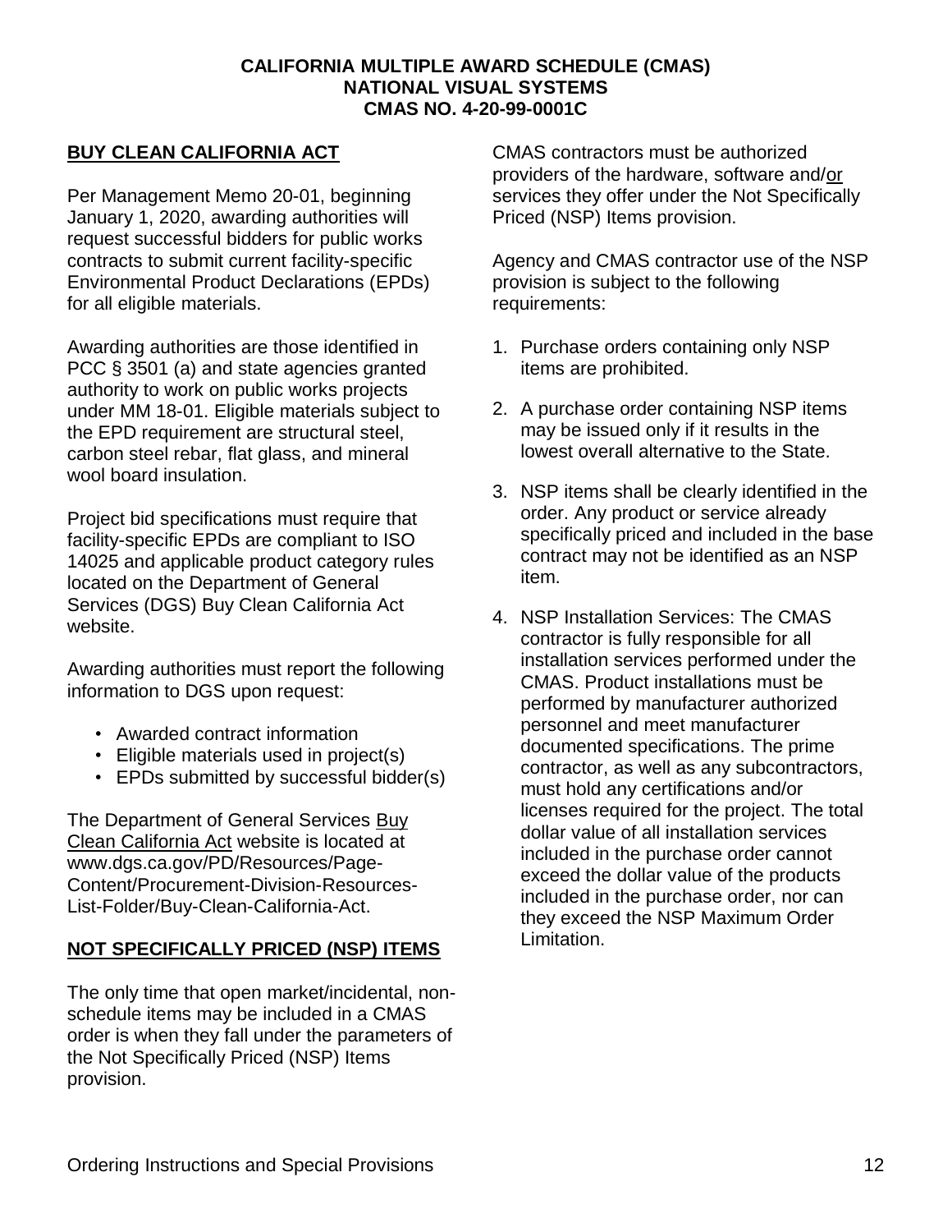**CALIFORNIA MULTIPLE AWARD SCHEDULE (CMAS)**
**NATIONAL VISUAL SYSTEMS**
**CMAS NO. 4-20-99-0001C**

## BUY CLEAN CALIFORNIA ACT

Per Management Memo 20-01, beginning January 1, 2020, awarding authorities will request successful bidders for public works contracts to submit current facility-specific Environmental Product Declarations (EPDs) for all eligible materials.

Awarding authorities are those identified in PCC § 3501 (a) and state agencies granted authority to work on public works projects under MM 18-01. Eligible materials subject to the EPD requirement are structural steel, carbon steel rebar, flat glass, and mineral wool board insulation.

Project bid specifications must require that facility-specific EPDs are compliant to ISO 14025 and applicable product category rules located on the Department of General Services (DGS) Buy Clean California Act website.

Awarding authorities must report the following information to DGS upon request:

- Awarded contract information
- Eligible materials used in project(s)
- EPDs submitted by successful bidder(s)

The Department of General Services Buy Clean California Act website is located at www.dgs.ca.gov/PD/Resources/Page-Content/Procurement-Division-Resources-List-Folder/Buy-Clean-California-Act.

## NOT SPECIFICALLY PRICED (NSP) ITEMS

The only time that open market/incidental, non-schedule items may be included in a CMAS order is when they fall under the parameters of the Not Specifically Priced (NSP) Items provision.

CMAS contractors must be authorized providers of the hardware, software and/or services they offer under the Not Specifically Priced (NSP) Items provision.

Agency and CMAS contractor use of the NSP provision is subject to the following requirements:

1. Purchase orders containing only NSP items are prohibited.
2. A purchase order containing NSP items may be issued only if it results in the lowest overall alternative to the State.
3. NSP items shall be clearly identified in the order. Any product or service already specifically priced and included in the base contract may not be identified as an NSP item.
4. NSP Installation Services: The CMAS contractor is fully responsible for all installation services performed under the CMAS. Product installations must be performed by manufacturer authorized personnel and meet manufacturer documented specifications. The prime contractor, as well as any subcontractors, must hold any certifications and/or licenses required for the project. The total dollar value of all installation services included in the purchase order cannot exceed the dollar value of the products included in the purchase order, nor can they exceed the NSP Maximum Order Limitation.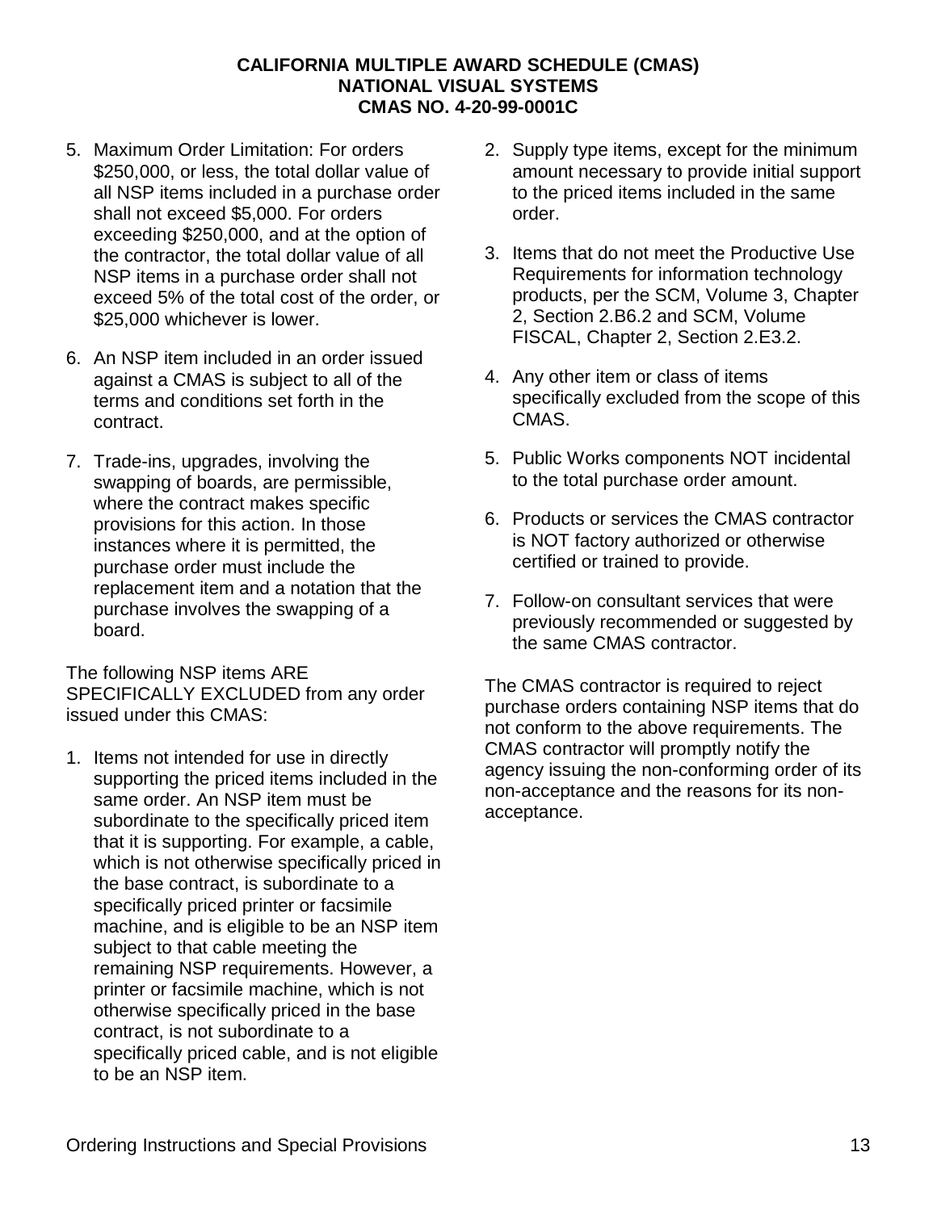5. Maximum Order Limitation: For orders $250,000, or less, the total dollar value of all NSP items included in a purchase order shall not exceed $5,000. For orders exceeding $250,000, and at the option of the contractor, the total dollar value of all NSP items in a purchase order shall not exceed 5% of the total cost of the order, or $25,000 whichever is lower.

6. An NSP item included in an order issued against a CMAS is subject to all of the terms and conditions set forth in the contract.

7. Trade-ins, upgrades, involving the swapping of boards, are permissible, where the contract makes specific provisions for this action. In those instances where it is permitted, the purchase order must include the replacement item and a notation that the purchase involves the swapping of a board.

The following NSP items ARE SPECIFICALLY EXCLUDED from any order issued under this CMAS:

1. Items not intended for use in directly supporting the priced items included in the same order. An NSP item must be subordinate to the specifically priced item that it is supporting. For example, a cable, which is not otherwise specifically priced in the base contract, is subordinate to a specifically priced printer or facsimile machine, and is eligible to be an NSP item subject to that cable meeting the remaining NSP requirements. However, a printer or facsimile machine, which is not otherwise specifically priced in the base contract, is not subordinate to a specifically priced cable, and is not eligible to be an NSP item.

2. Supply type items, except for the minimum amount necessary to provide initial support to the priced items included in the same order.

3. Items that do not meet the Productive Use Requirements for information technology products, per the SCM, Volume 3, Chapter 2, Section 2.B6.2 and SCM, Volume FISCAL, Chapter 2, Section 2.E3.2.

4. Any other item or class of items specifically excluded from the scope of this CMAS.

5. Public Works components NOT incidental to the total purchase order amount.

6. Products or services the CMAS contractor is NOT factory authorized or otherwise certified or trained to provide.

7. Follow-on consultant services that were previously recommended or suggested by the same CMAS contractor.

The CMAS contractor is required to reject purchase orders containing NSP items that do not conform to the above requirements. The CMAS contractor will promptly notify the agency issuing the non-conforming order of its non-acceptance and the reasons for its non-acceptance.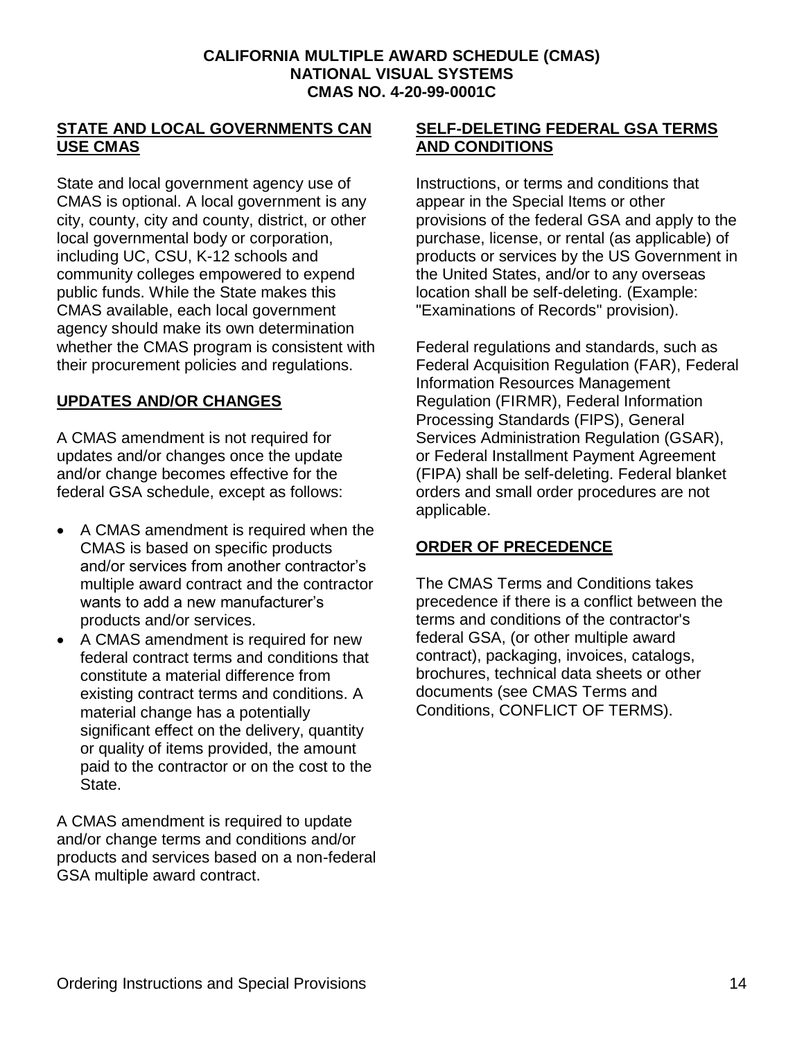**CALIFORNIA MULTIPLE AWARD SCHEDULE (CMAS)**
**NATIONAL VISUAL SYSTEMS**
**CMAS NO. 4-20-99-0001C**

## STATE AND LOCAL GOVERNMENTS CAN USE CMAS

State and local government agency use of CMAS is optional. A local government is any city, county, city and county, district, or other local governmental body or corporation, including UC, CSU, K-12 schools and community colleges empowered to expend public funds. While the State makes this CMAS available, each local government agency should make its own determination whether the CMAS program is consistent with their procurement policies and regulations.

## UPDATES AND/OR CHANGES

A CMAS amendment is not required for updates and/or changes once the update and/or change becomes effective for the federal GSA schedule, except as follows:

- A CMAS amendment is required when the CMAS is based on specific products and/or services from another contractor's multiple award contract and the contractor wants to add a new manufacturer's products and/or services.
- A CMAS amendment is required for new federal contract terms and conditions that constitute a material difference from existing contract terms and conditions. A material change has a potentially significant effect on the delivery, quantity or quality of items provided, the amount paid to the contractor or on the cost to the State.

A CMAS amendment is required to update and/or change terms and conditions and/or products and services based on a non-federal GSA multiple award contract.

## SELF-DELETING FEDERAL GSA TERMS AND CONDITIONS

Instructions, or terms and conditions that appear in the Special Items or other provisions of the federal GSA and apply to the purchase, license, or rental (as applicable) of products or services by the US Government in the United States, and/or to any overseas location shall be self-deleting. (Example: "Examinations of Records" provision).

Federal regulations and standards, such as Federal Acquisition Regulation (FAR), Federal Information Resources Management Regulation (FIRMR), Federal Information Processing Standards (FIPS), General Services Administration Regulation (GSAR), or Federal Installment Payment Agreement (FIPA) shall be self-deleting. Federal blanket orders and small order procedures are not applicable.

## ORDER OF PRECEDENCE

The CMAS Terms and Conditions takes precedence if there is a conflict between the terms and conditions of the contractor's federal GSA, (or other multiple award contract), packaging, invoices, catalogs, brochures, technical data sheets or other documents (see CMAS Terms and Conditions, CONFLICT OF TERMS).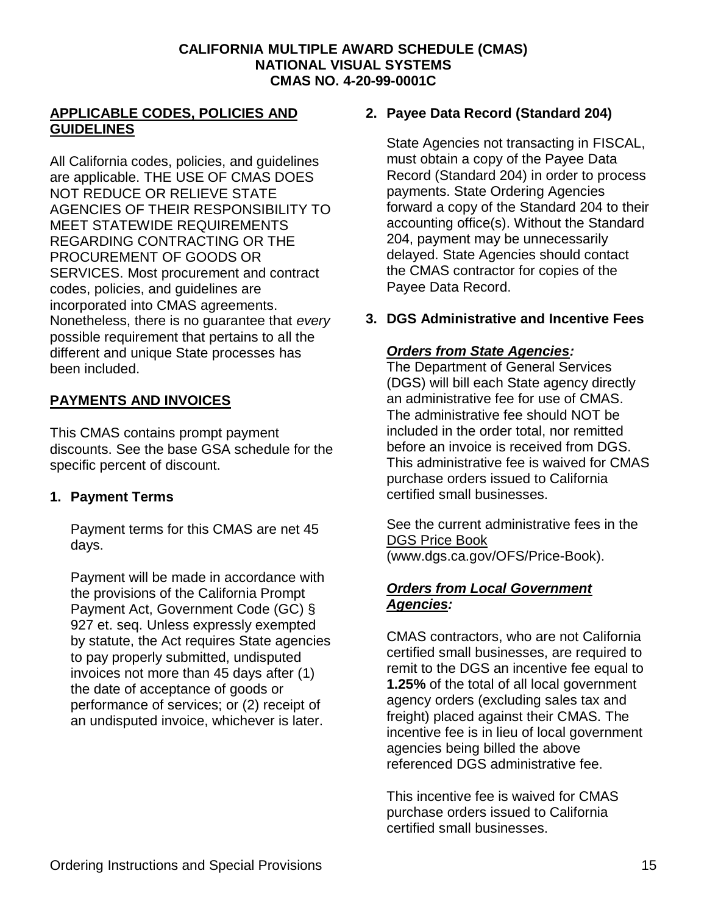**CALIFORNIA MULTIPLE AWARD SCHEDULE (CMAS)**
**NATIONAL VISUAL SYSTEMS**
**CMAS NO. 4-20-99-0001C**

## APPLICABLE CODES, POLICIES AND GUIDELINES

All California codes, policies, and guidelines are applicable. THE USE OF CMAS DOES NOT REDUCE OR RELIEVE STATE AGENCIES OF THEIR RESPONSIBILITY TO MEET STATEWIDE REQUIREMENTS REGARDING CONTRACTING OR THE PROCUREMENT OF GOODS OR SERVICES. Most procurement and contract codes, policies, and guidelines are incorporated into CMAS agreements. Nonetheless, there is no guarantee that *every* possible requirement that pertains to all the different and unique State processes has been included.

## PAYMENTS AND INVOICES

This CMAS contains prompt payment discounts. See the base GSA schedule for the specific percent of discount.

### 1. Payment Terms

Payment terms for this CMAS are net 45 days.

Payment will be made in accordance with the provisions of the California Prompt Payment Act, Government Code (GC) § 927 et. seq. Unless expressly exempted by statute, the Act requires State agencies to pay properly submitted, undisputed invoices not more than 45 days after (1) the date of acceptance of goods or performance of services; or (2) receipt of an undisputed invoice, whichever is later.

### 2. Payee Data Record (Standard 204)

State Agencies not transacting in FISCAL, must obtain a copy of the Payee Data Record (Standard 204) in order to process payments. State Ordering Agencies forward a copy of the Standard 204 to their accounting office(s). Without the Standard 204, payment may be unnecessarily delayed. State Agencies should contact the CMAS contractor for copies of the Payee Data Record.

### 3. DGS Administrative and Incentive Fees

***Orders from State Agencies:***

The Department of General Services (DGS) will bill each State agency directly an administrative fee for use of CMAS. The administrative fee should NOT be included in the order total, nor remitted before an invoice is received from DGS. This administrative fee is waived for CMAS purchase orders issued to California certified small businesses.

See the current administrative fees in the DGS Price Book (www.dgs.ca.gov/OFS/Price-Book).

***Orders from Local Government Agencies:***

CMAS contractors, who are not California certified small businesses, are required to remit to the DGS an incentive fee equal to **1.25%** of the total of all local government agency orders (excluding sales tax and freight) placed against their CMAS. The incentive fee is in lieu of local government agencies being billed the above referenced DGS administrative fee.

This incentive fee is waived for CMAS purchase orders issued to California certified small businesses.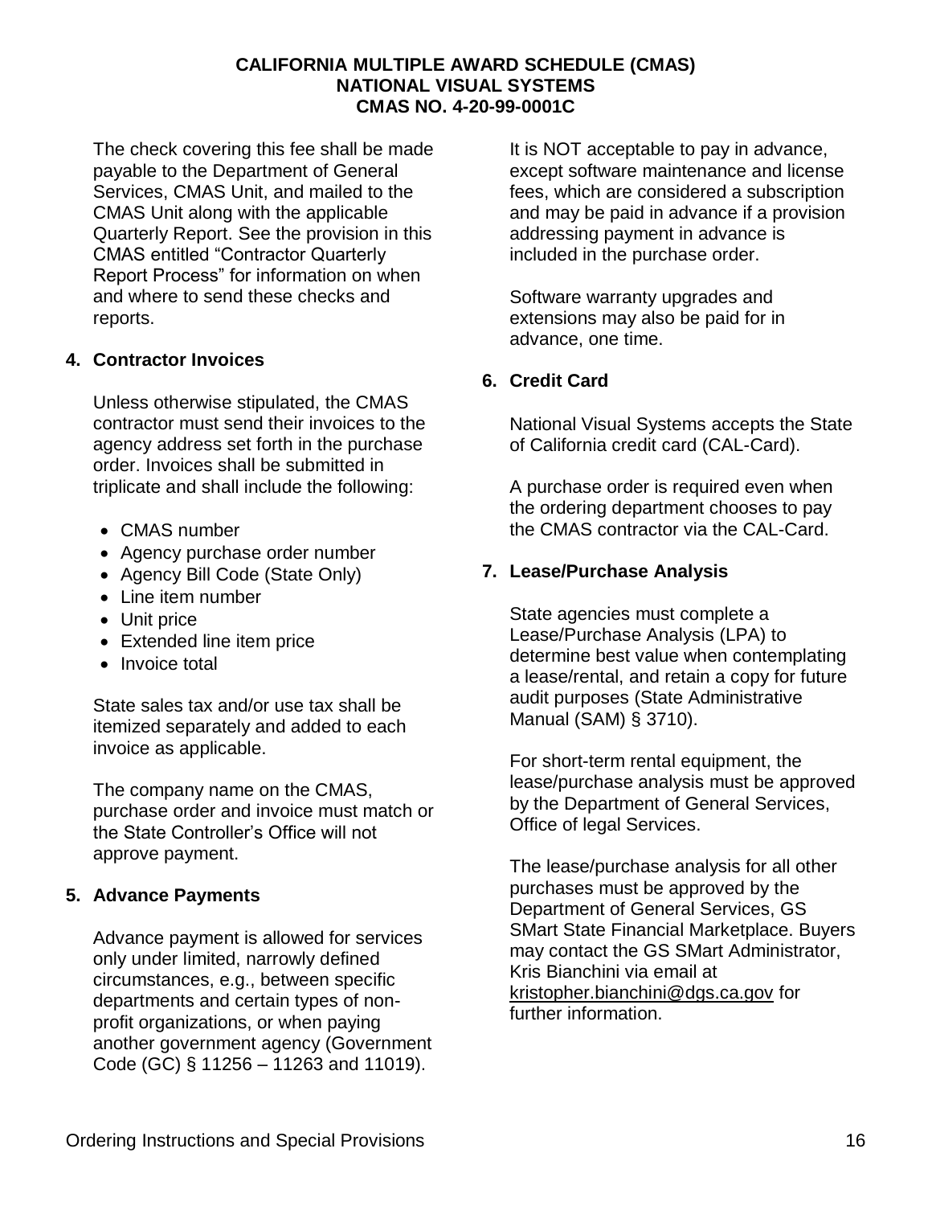The check covering this fee shall be made payable to the Department of General Services, CMAS Unit, and mailed to the CMAS Unit along with the applicable Quarterly Report. See the provision in this CMAS entitled "Contractor Quarterly Report Process" for information on when and where to send these checks and reports.

**4. Contractor Invoices**

Unless otherwise stipulated, the CMAS contractor must send their invoices to the agency address set forth in the purchase order. Invoices shall be submitted in triplicate and shall include the following:

- CMAS number
- Agency purchase order number
- Agency Bill Code (State Only)
- Line item number
- Unit price
- Extended line item price
- Invoice total

State sales tax and/or use tax shall be itemized separately and added to each invoice as applicable.

The company name on the CMAS, purchase order and invoice must match or the State Controller's Office will not approve payment.

**5. Advance Payments**

Advance payment is allowed for services only under limited, narrowly defined circumstances, e.g., between specific departments and certain types of non-profit organizations, or when paying another government agency (Government Code (GC) § 11256 – 11263 and 11019).

It is NOT acceptable to pay in advance, except software maintenance and license fees, which are considered a subscription and may be paid in advance if a provision addressing payment in advance is included in the purchase order.

Software warranty upgrades and extensions may also be paid for in advance, one time.

**6. Credit Card**

National Visual Systems accepts the State of California credit card (CAL-Card).

A purchase order is required even when the ordering department chooses to pay the CMAS contractor via the CAL-Card.

**7. Lease/Purchase Analysis**

State agencies must complete a Lease/Purchase Analysis (LPA) to determine best value when contemplating a lease/rental, and retain a copy for future audit purposes (State Administrative Manual (SAM) § 3710).

For short-term rental equipment, the lease/purchase analysis must be approved by the Department of General Services, Office of legal Services.

The lease/purchase analysis for all other purchases must be approved by the Department of General Services, GS SMart State Financial Marketplace. Buyers may contact the GS SMart Administrator, Kris Bianchini via email at kristopher.bianchini@dgs.ca.gov for further information.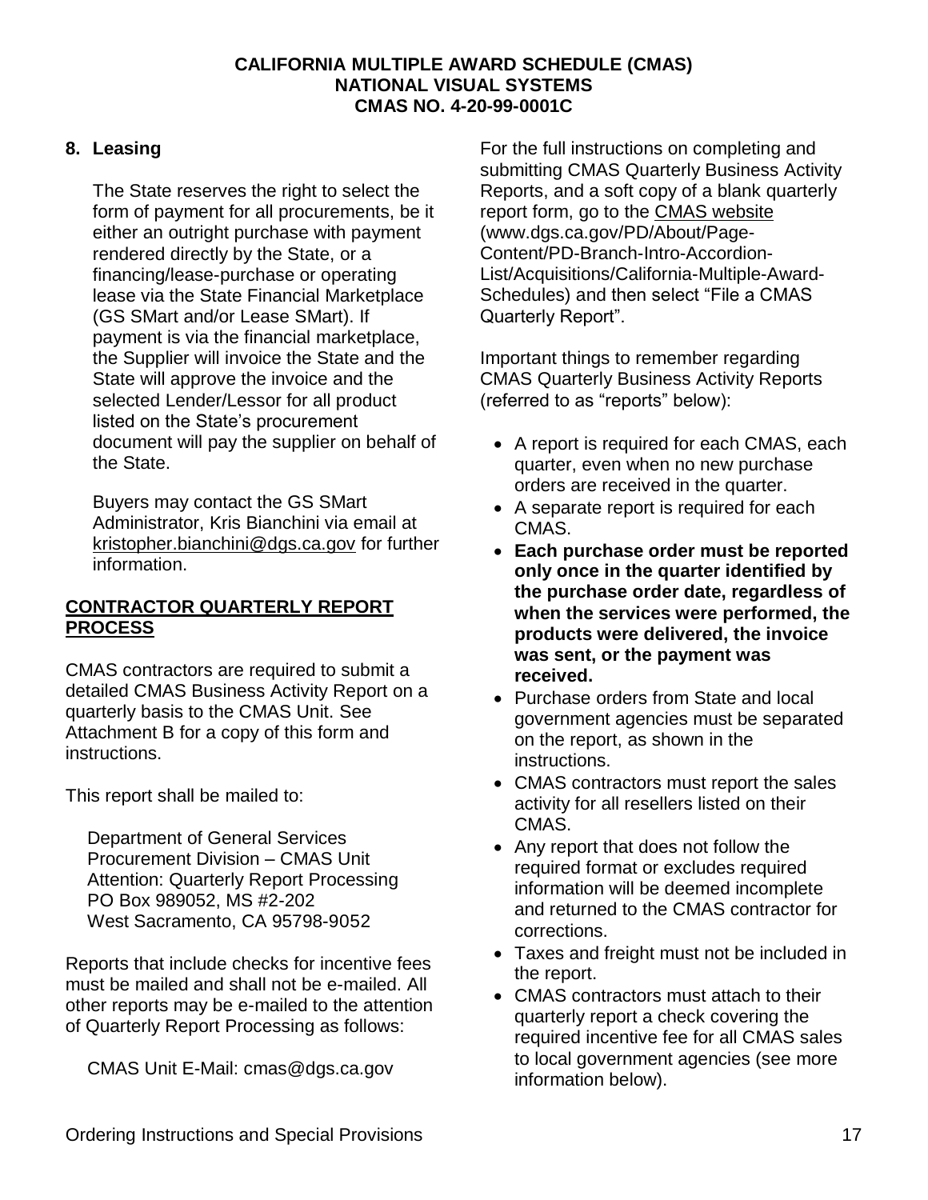## 8. Leasing

The State reserves the right to select the form of payment for all procurements, be it either an outright purchase with payment rendered directly by the State, or a financing/lease-purchase or operating lease via the State Financial Marketplace (GS SMart and/or Lease SMart). If payment is via the financial marketplace, the Supplier will invoice the State and the State will approve the invoice and the selected Lender/Lessor for all product listed on the State's procurement document will pay the supplier on behalf of the State.

Buyers may contact the GS SMart Administrator, Kris Bianchini via email at kristopher.bianchini@dgs.ca.gov for further information.

## CONTRACTOR QUARTERLY REPORT PROCESS

CMAS contractors are required to submit a detailed CMAS Business Activity Report on a quarterly basis to the CMAS Unit. See Attachment B for a copy of this form and instructions.

This report shall be mailed to:

Department of General Services
Procurement Division – CMAS Unit
Attention: Quarterly Report Processing
PO Box 989052, MS #2-202
West Sacramento, CA 95798-9052

Reports that include checks for incentive fees must be mailed and shall not be e-mailed. All other reports may be e-mailed to the attention of Quarterly Report Processing as follows:

CMAS Unit E-Mail: cmas@dgs.ca.gov

For the full instructions on completing and submitting CMAS Quarterly Business Activity Reports, and a soft copy of a blank quarterly report form, go to the CMAS website (www.dgs.ca.gov/PD/About/Page-Content/PD-Branch-Intro-Accordion-List/Acquisitions/California-Multiple-Award-Schedules) and then select "File a CMAS Quarterly Report".

Important things to remember regarding CMAS Quarterly Business Activity Reports (referred to as "reports" below):

- A report is required for each CMAS, each quarter, even when no new purchase orders are received in the quarter.
- A separate report is required for each CMAS.
- **Each purchase order must be reported only once in the quarter identified by the purchase order date, regardless of when the services were performed, the products were delivered, the invoice was sent, or the payment was received.**
- Purchase orders from State and local government agencies must be separated on the report, as shown in the instructions.
- CMAS contractors must report the sales activity for all resellers listed on their CMAS.
- Any report that does not follow the required format or excludes required information will be deemed incomplete and returned to the CMAS contractor for corrections.
- Taxes and freight must not be included in the report.
- CMAS contractors must attach to their quarterly report a check covering the required incentive fee for all CMAS sales to local government agencies (see more information below).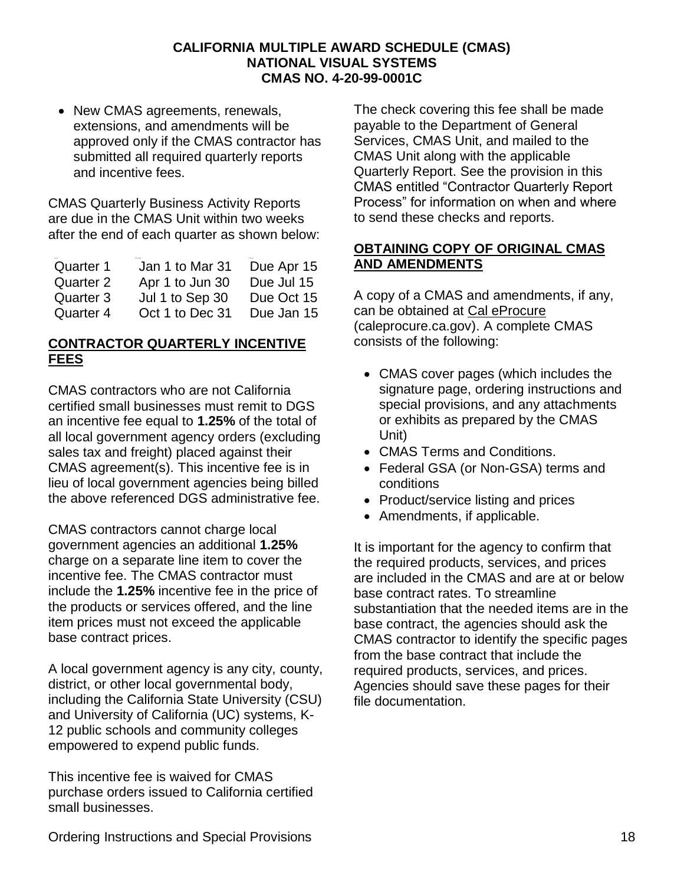- New CMAS agreements, renewals, extensions, and amendments will be approved only if the CMAS contractor has submitted all required quarterly reports and incentive fees.

CMAS Quarterly Business Activity Reports are due in the CMAS Unit within two weeks after the end of each quarter as shown below:

| | | |
|---|---|---|
| Quarter 1 | Jan 1 to Mar 31 | Due Apr 15 |
| Quarter 2 | Apr 1 to Jun 30 | Due Jul 15 |
| Quarter 3 | Jul 1 to Sep 30 | Due Oct 15 |
| Quarter 4 | Oct 1 to Dec 31 | Due Jan 15 |

## CONTRACTOR QUARTERLY INCENTIVE FEES

CMAS contractors who are not California certified small businesses must remit to DGS an incentive fee equal to **1.25%** of the total of all local government agency orders (excluding sales tax and freight) placed against their CMAS agreement(s). This incentive fee is in lieu of local government agencies being billed the above referenced DGS administrative fee.

CMAS contractors cannot charge local government agencies an additional **1.25%** charge on a separate line item to cover the incentive fee. The CMAS contractor must include the **1.25%** incentive fee in the price of the products or services offered, and the line item prices must not exceed the applicable base contract prices.

A local government agency is any city, county, district, or other local governmental body, including the California State University (CSU) and University of California (UC) systems, K-12 public schools and community colleges empowered to expend public funds.

This incentive fee is waived for CMAS purchase orders issued to California certified small businesses.

The check covering this fee shall be made payable to the Department of General Services, CMAS Unit, and mailed to the CMAS Unit along with the applicable Quarterly Report. See the provision in this CMAS entitled "Contractor Quarterly Report Process" for information on when and where to send these checks and reports.

## OBTAINING COPY OF ORIGINAL CMAS AND AMENDMENTS

A copy of a CMAS and amendments, if any, can be obtained at Cal eProcure (caleprocure.ca.gov). A complete CMAS consists of the following:

- CMAS cover pages (which includes the signature page, ordering instructions and special provisions, and any attachments or exhibits as prepared by the CMAS Unit)
- CMAS Terms and Conditions.
- Federal GSA (or Non-GSA) terms and conditions
- Product/service listing and prices
- Amendments, if applicable.

It is important for the agency to confirm that the required products, services, and prices are included in the CMAS and are at or below base contract rates. To streamline substantiation that the needed items are in the base contract, the agencies should ask the CMAS contractor to identify the specific pages from the base contract that include the required products, services, and prices. Agencies should save these pages for their file documentation.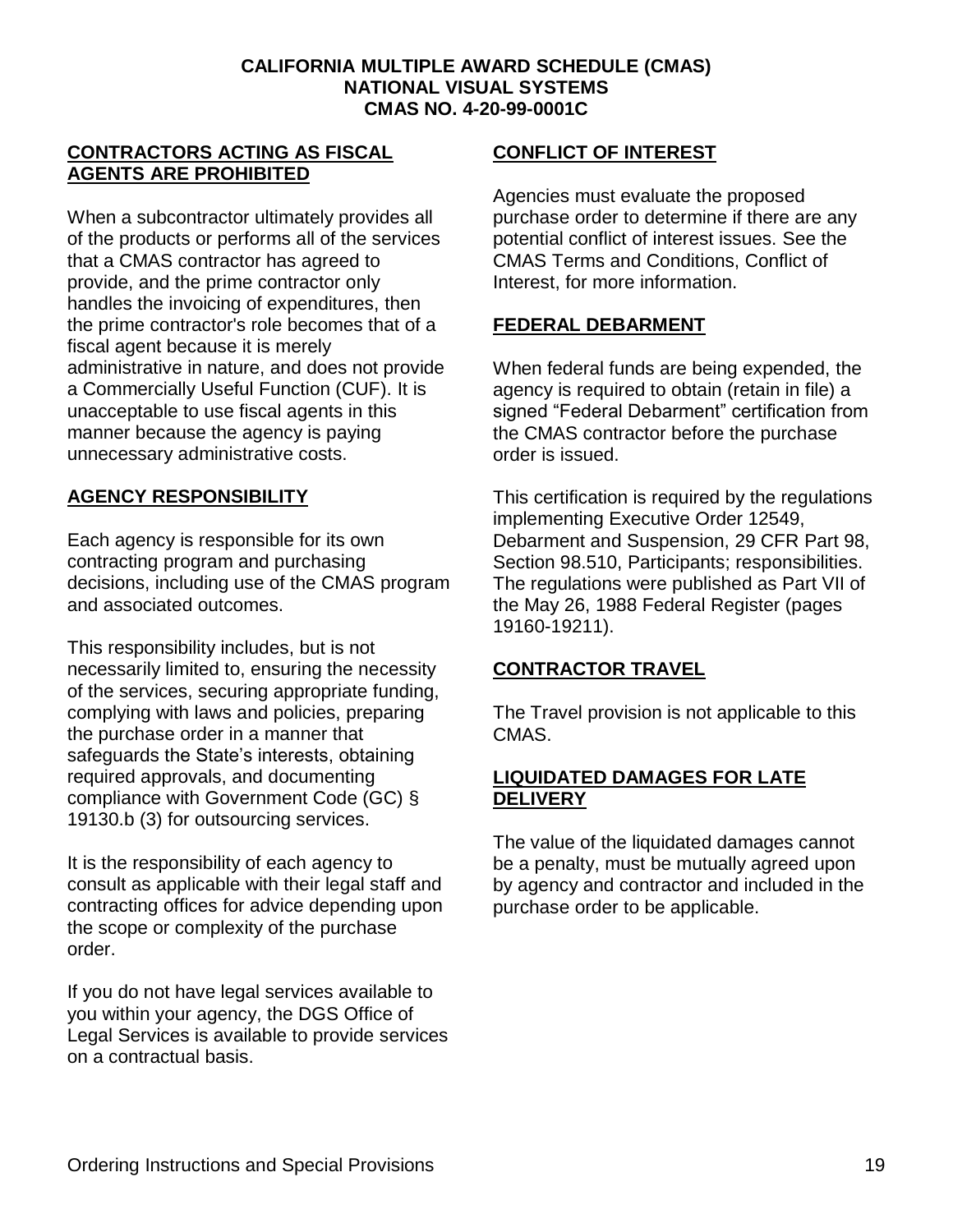## CONTRACTORS ACTING AS FISCAL AGENTS ARE PROHIBITED

When a subcontractor ultimately provides all of the products or performs all of the services that a CMAS contractor has agreed to provide, and the prime contractor only handles the invoicing of expenditures, then the prime contractor's role becomes that of a fiscal agent because it is merely administrative in nature, and does not provide a Commercially Useful Function (CUF). It is unacceptable to use fiscal agents in this manner because the agency is paying unnecessary administrative costs.

## AGENCY RESPONSIBILITY

Each agency is responsible for its own contracting program and purchasing decisions, including use of the CMAS program and associated outcomes.

This responsibility includes, but is not necessarily limited to, ensuring the necessity of the services, securing appropriate funding, complying with laws and policies, preparing the purchase order in a manner that safeguards the State's interests, obtaining required approvals, and documenting compliance with Government Code (GC) § 19130.b (3) for outsourcing services.

It is the responsibility of each agency to consult as applicable with their legal staff and contracting offices for advice depending upon the scope or complexity of the purchase order.

If you do not have legal services available to you within your agency, the DGS Office of Legal Services is available to provide services on a contractual basis.

## CONFLICT OF INTEREST

Agencies must evaluate the proposed purchase order to determine if there are any potential conflict of interest issues. See the CMAS Terms and Conditions, Conflict of Interest, for more information.

## FEDERAL DEBARMENT

When federal funds are being expended, the agency is required to obtain (retain in file) a signed "Federal Debarment" certification from the CMAS contractor before the purchase order is issued.

This certification is required by the regulations implementing Executive Order 12549, Debarment and Suspension, 29 CFR Part 98, Section 98.510, Participants; responsibilities. The regulations were published as Part VII of the May 26, 1988 Federal Register (pages 19160-19211).

## CONTRACTOR TRAVEL

The Travel provision is not applicable to this CMAS.

## LIQUIDATED DAMAGES FOR LATE DELIVERY

The value of the liquidated damages cannot be a penalty, must be mutually agreed upon by agency and contractor and included in the purchase order to be applicable.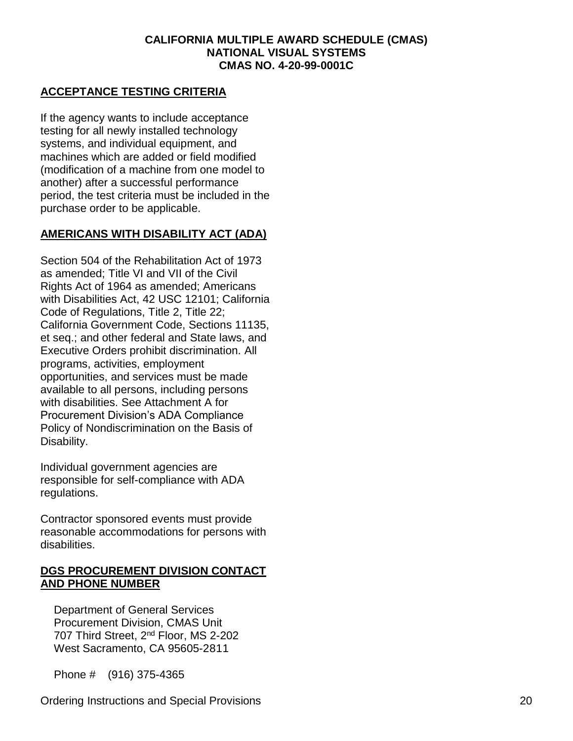## ACCEPTANCE TESTING CRITERIA

If the agency wants to include acceptance testing for all newly installed technology systems, and individual equipment, and machines which are added or field modified (modification of a machine from one model to another) after a successful performance period, the test criteria must be included in the purchase order to be applicable.

## AMERICANS WITH DISABILITY ACT (ADA)

Section 504 of the Rehabilitation Act of 1973 as amended; Title VI and VII of the Civil Rights Act of 1964 as amended; Americans with Disabilities Act, 42 USC 12101; California Code of Regulations, Title 2, Title 22; California Government Code, Sections 11135, et seq.; and other federal and State laws, and Executive Orders prohibit discrimination. All programs, activities, employment opportunities, and services must be made available to all persons, including persons with disabilities. See Attachment A for Procurement Division's ADA Compliance Policy of Nondiscrimination on the Basis of Disability.

Individual government agencies are responsible for self-compliance with ADA regulations.

Contractor sponsored events must provide reasonable accommodations for persons with disabilities.

## DGS PROCUREMENT DIVISION CONTACT AND PHONE NUMBER

Department of General Services
Procurement Division, CMAS Unit
707 Third Street, 2nd Floor, MS 2-202
West Sacramento, CA 95605-2811

Phone # (916) 375-4365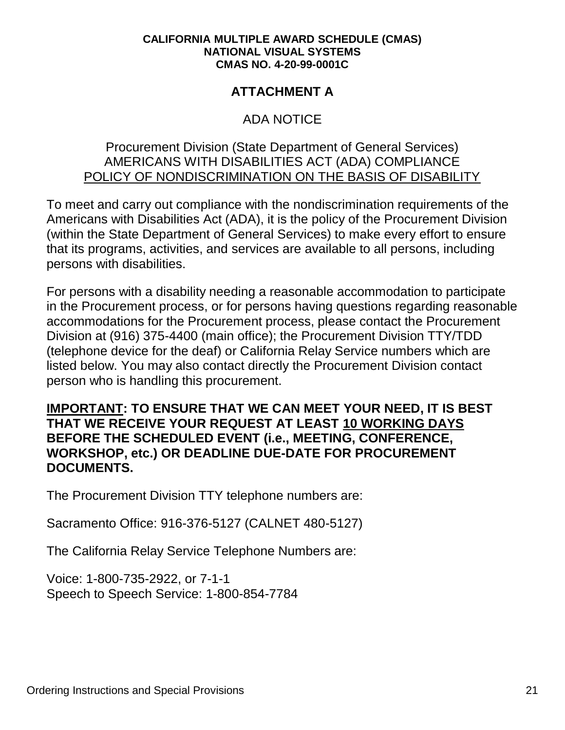**CALIFORNIA MULTIPLE AWARD SCHEDULE (CMAS)**
**NATIONAL VISUAL SYSTEMS**
**CMAS NO. 4-20-99-0001C**

# ATTACHMENT A

## ADA NOTICE

Procurement Division (State Department of General Services)
AMERICANS WITH DISABILITIES ACT (ADA) COMPLIANCE
POLICY OF NONDISCRIMINATION ON THE BASIS OF DISABILITY

To meet and carry out compliance with the nondiscrimination requirements of the Americans with Disabilities Act (ADA), it is the policy of the Procurement Division (within the State Department of General Services) to make every effort to ensure that its programs, activities, and services are available to all persons, including persons with disabilities.

For persons with a disability needing a reasonable accommodation to participate in the Procurement process, or for persons having questions regarding reasonable accommodations for the Procurement process, please contact the Procurement Division at (916) 375-4400 (main office); the Procurement Division TTY/TDD (telephone device for the deaf) or California Relay Service numbers which are listed below. You may also contact directly the Procurement Division contact person who is handling this procurement.

**IMPORTANT: TO ENSURE THAT WE CAN MEET YOUR NEED, IT IS BEST THAT WE RECEIVE YOUR REQUEST AT LEAST 10 WORKING DAYS BEFORE THE SCHEDULED EVENT (i.e., MEETING, CONFERENCE, WORKSHOP, etc.) OR DEADLINE DUE-DATE FOR PROCUREMENT DOCUMENTS.**

The Procurement Division TTY telephone numbers are:

Sacramento Office: 916-376-5127 (CALNET 480-5127)

The California Relay Service Telephone Numbers are:

Voice: 1-800-735-2922, or 7-1-1
Speech to Speech Service: 1-800-854-7784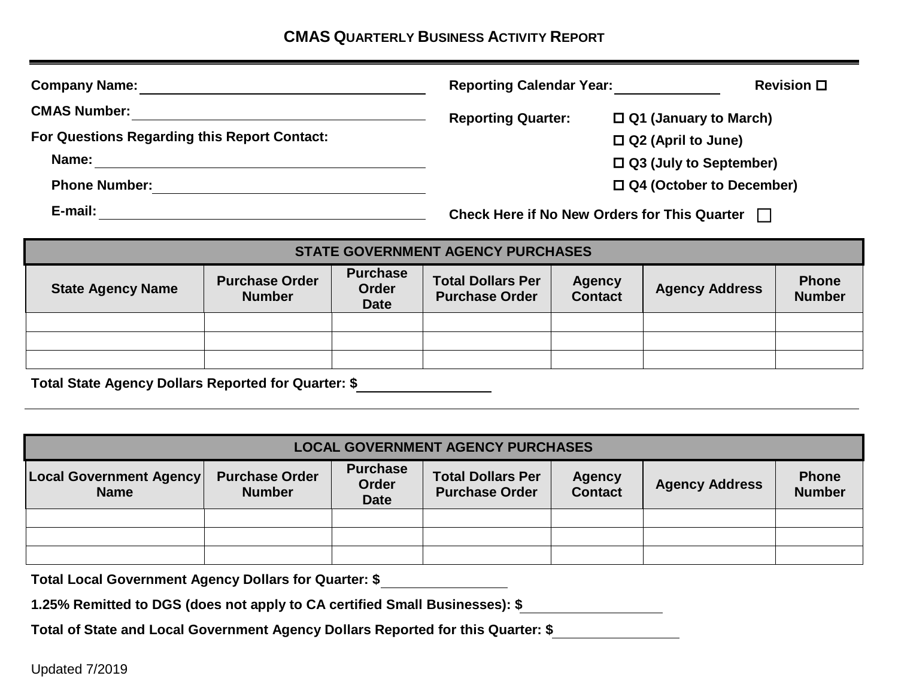# CMAS QUARTERLY BUSINESS ACTIVITY REPORT

**Company Name:** ____________________

**CMAS Number:** ____________________

**For Questions Regarding this Report Contact:**

**Name:** ____________________

**Phone Number:** ____________________

**E-mail:** ____________________

**Reporting Calendar Year:** ____________ **Revision** ☐

**Reporting Quarter:**

☐ **Q1 (January to March)**

☐ **Q2 (April to June)**

☐ **Q3 (July to September)**

☐ **Q4 (October to December)**

**Check Here if No New Orders for This Quarter** ☐

| STATE GOVERNMENT AGENCY PURCHASES | | | | | | |
|---|---|---|---|---|---|---|
| **State Agency Name** | **Purchase Order Number** | **Purchase Order Date** | **Total Dollars Per Purchase Order** | **Agency Contact** | **Agency Address** | **Phone Number** |
| | | | | | | |
| | | | | | | |
| | | | | | | |

**Total State Agency Dollars Reported for Quarter: $** ____________

| LOCAL GOVERNMENT AGENCY PURCHASES | | | | | | |
|---|---|---|---|---|---|---|
| **Local Government Agency Name** | **Purchase Order Number** | **Purchase Order Date** | **Total Dollars Per Purchase Order** | **Agency Contact** | **Agency Address** | **Phone Number** |
| | | | | | | |
| | | | | | | |
| | | | | | | |

**Total Local Government Agency Dollars for Quarter: $** ____________

**1.25% Remitted to DGS (does not apply to CA certified Small Businesses): $** ____________

**Total of State and Local Government Agency Dollars Reported for this Quarter: $** ____________

Updated 7/2019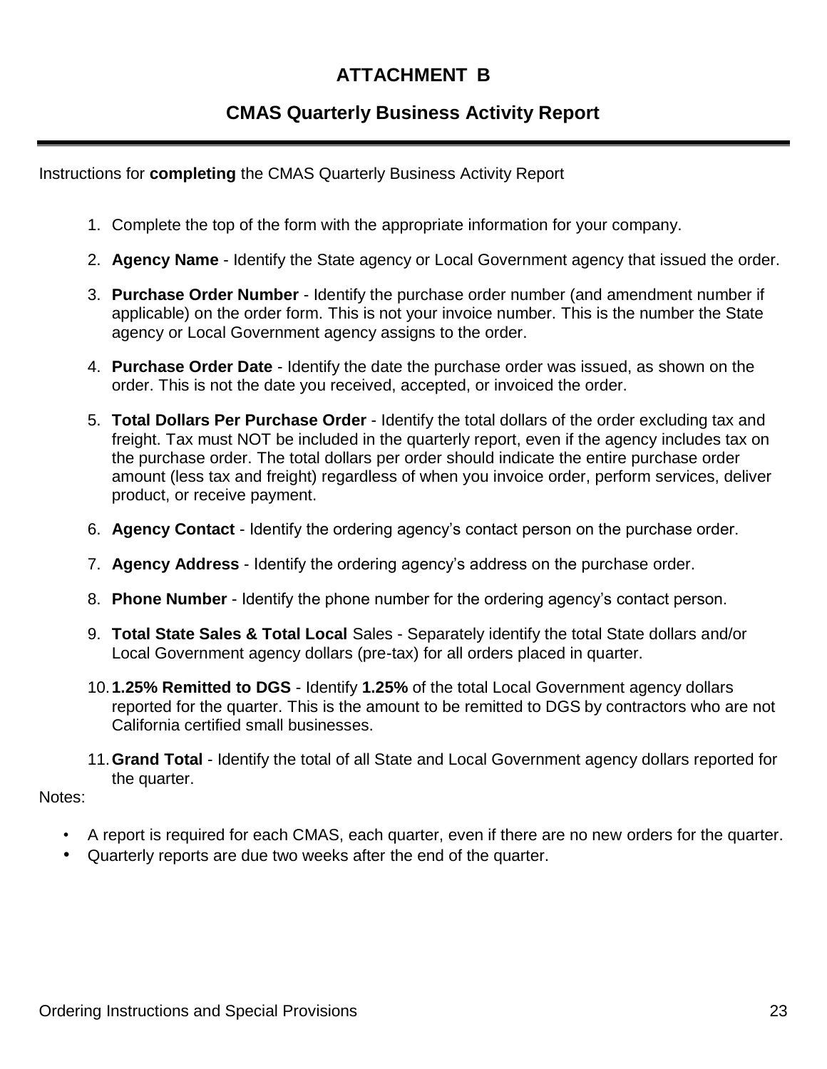# ATTACHMENT B

## CMAS Quarterly Business Activity Report

Instructions for **completing** the CMAS Quarterly Business Activity Report

1. Complete the top of the form with the appropriate information for your company.
2. **Agency Name** - Identify the State agency or Local Government agency that issued the order.
3. **Purchase Order Number** - Identify the purchase order number (and amendment number if applicable) on the order form. This is not your invoice number. This is the number the State agency or Local Government agency assigns to the order.
4. **Purchase Order Date** - Identify the date the purchase order was issued, as shown on the order. This is not the date you received, accepted, or invoiced the order.
5. **Total Dollars Per Purchase Order** - Identify the total dollars of the order excluding tax and freight. Tax must NOT be included in the quarterly report, even if the agency includes tax on the purchase order. The total dollars per order should indicate the entire purchase order amount (less tax and freight) regardless of when you invoice order, perform services, deliver product, or receive payment.
6. **Agency Contact** - Identify the ordering agency's contact person on the purchase order.
7. **Agency Address** - Identify the ordering agency's address on the purchase order.
8. **Phone Number** - Identify the phone number for the ordering agency's contact person.
9. **Total State Sales & Total Local** Sales - Separately identify the total State dollars and/or Local Government agency dollars (pre-tax) for all orders placed in quarter.
10. **1.25% Remitted to DGS** - Identify **1.25%** of the total Local Government agency dollars reported for the quarter. This is the amount to be remitted to DGS by contractors who are not California certified small businesses.
11. **Grand Total** - Identify the total of all State and Local Government agency dollars reported for the quarter.

Notes:

- A report is required for each CMAS, each quarter, even if there are no new orders for the quarter.
- Quarterly reports are due two weeks after the end of the quarter.